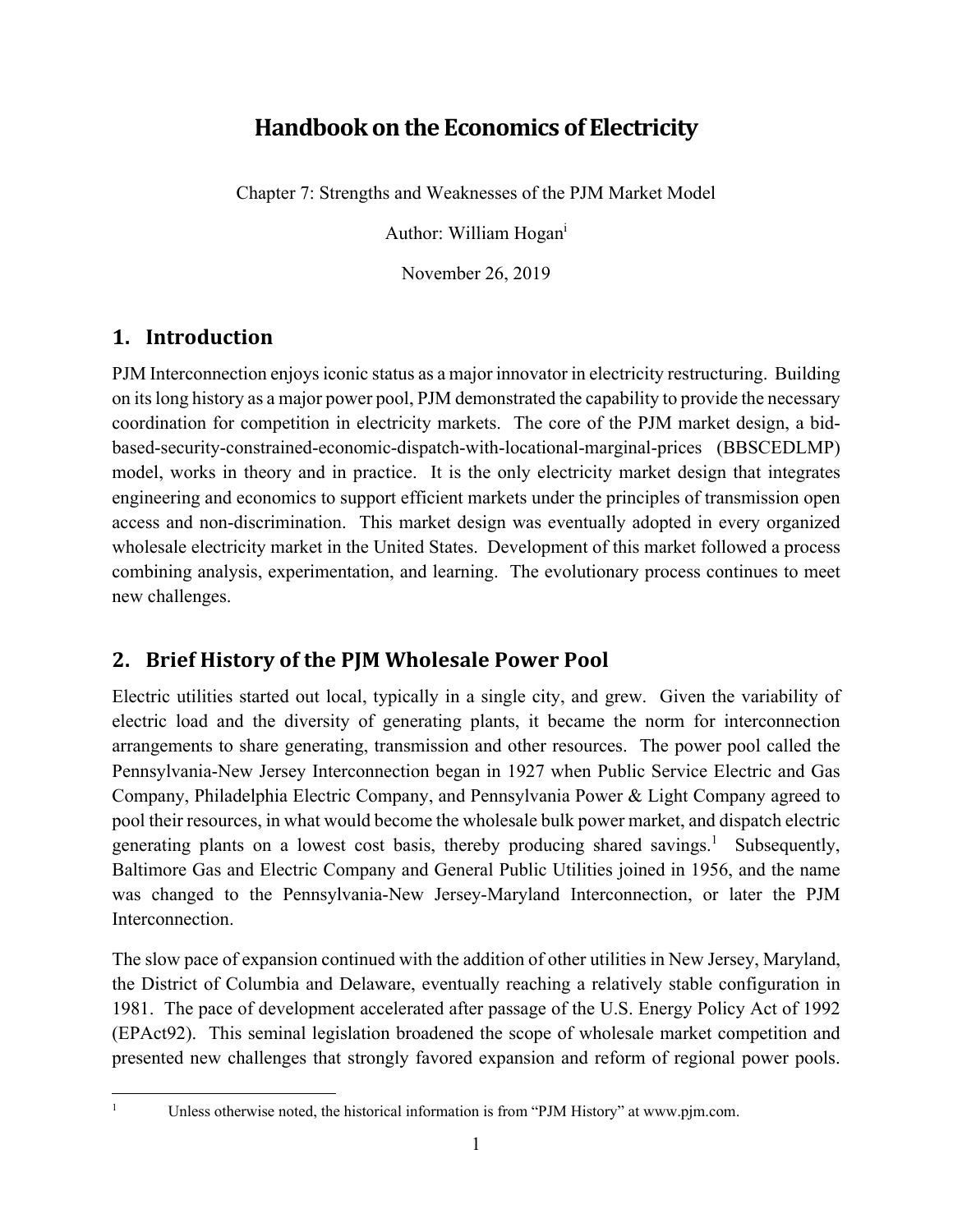# Handbook on the Economics of Electricity

Chapter 7: Strengths and Weaknesses of the PJM Market Model

Author: William Hogan[i]

November 26, 2019

## 1. Introduction

PJM Interconnection enjoys iconic status as a major innovator in electricity restructuring. Building on its long history as a major power pool, PJM demonstrated the capability to provide the necessary coordination for competition in electricity markets. The core of the PJM market design, a bid-based-security-constrained-economic-dispatch-with-locational-marginal-prices (BBSCEDLMP) model, works in theory and in practice. It is the only electricity market design that integrates engineering and economics to support efficient markets under the principles of transmission open access and non-discrimination. This market design was eventually adopted in every organized wholesale electricity market in the United States. Development of this market followed a process combining analysis, experimentation, and learning. The evolutionary process continues to meet new challenges.

## 2. Brief History of the PJM Wholesale Power Pool

Electric utilities started out local, typically in a single city, and grew. Given the variability of electric load and the diversity of generating plants, it became the norm for interconnection arrangements to share generating, transmission and other resources. The power pool called the Pennsylvania-New Jersey Interconnection began in 1927 when Public Service Electric and Gas Company, Philadelphia Electric Company, and Pennsylvania Power & Light Company agreed to pool their resources, in what would become the wholesale bulk power market, and dispatch electric generating plants on a lowest cost basis, thereby producing shared savings.[1] Subsequently, Baltimore Gas and Electric Company and General Public Utilities joined in 1956, and the name was changed to the Pennsylvania-New Jersey-Maryland Interconnection, or later the PJM Interconnection.

The slow pace of expansion continued with the addition of other utilities in New Jersey, Maryland, the District of Columbia and Delaware, eventually reaching a relatively stable configuration in 1981. The pace of development accelerated after passage of the U.S. Energy Policy Act of 1992 (EPAct92). This seminal legislation broadened the scope of wholesale market competition and presented new challenges that strongly favored expansion and reform of regional power pools.

---

[1] Unless otherwise noted, the historical information is from "PJM History" at www.pjm.com.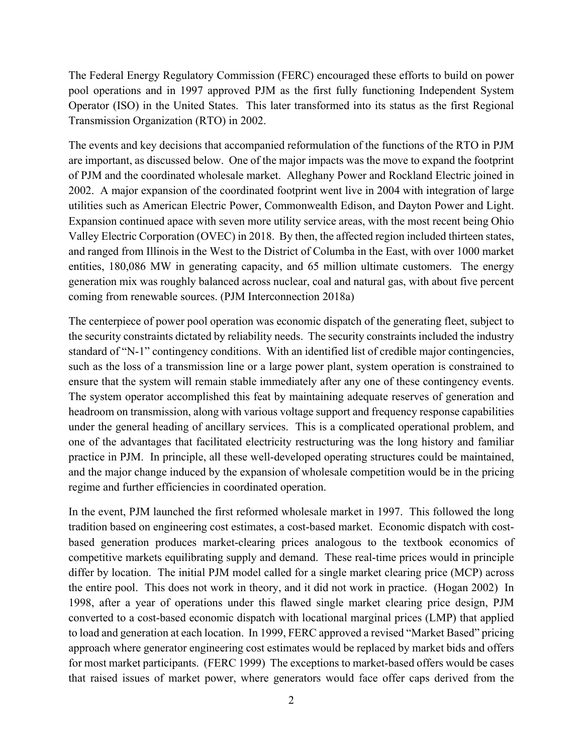The Federal Energy Regulatory Commission (FERC) encouraged these efforts to build on power pool operations and in 1997 approved PJM as the first fully functioning Independent System Operator (ISO) in the United States. This later transformed into its status as the first Regional Transmission Organization (RTO) in 2002.

The events and key decisions that accompanied reformulation of the functions of the RTO in PJM are important, as discussed below. One of the major impacts was the move to expand the footprint of PJM and the coordinated wholesale market. Alleghany Power and Rockland Electric joined in 2002. A major expansion of the coordinated footprint went live in 2004 with integration of large utilities such as American Electric Power, Commonwealth Edison, and Dayton Power and Light. Expansion continued apace with seven more utility service areas, with the most recent being Ohio Valley Electric Corporation (OVEC) in 2018. By then, the affected region included thirteen states, and ranged from Illinois in the West to the District of Columbia in the East, with over 1000 market entities, 180,086 MW in generating capacity, and 65 million ultimate customers. The energy generation mix was roughly balanced across nuclear, coal and natural gas, with about five percent coming from renewable sources. (PJM Interconnection 2018a)

The centerpiece of power pool operation was economic dispatch of the generating fleet, subject to the security constraints dictated by reliability needs. The security constraints included the industry standard of "N-1" contingency conditions. With an identified list of credible major contingencies, such as the loss of a transmission line or a large power plant, system operation is constrained to ensure that the system will remain stable immediately after any one of these contingency events. The system operator accomplished this feat by maintaining adequate reserves of generation and headroom on transmission, along with various voltage support and frequency response capabilities under the general heading of ancillary services. This is a complicated operational problem, and one of the advantages that facilitated electricity restructuring was the long history and familiar practice in PJM. In principle, all these well-developed operating structures could be maintained, and the major change induced by the expansion of wholesale competition would be in the pricing regime and further efficiencies in coordinated operation.

In the event, PJM launched the first reformed wholesale market in 1997. This followed the long tradition based on engineering cost estimates, a cost-based market. Economic dispatch with cost-based generation produces market-clearing prices analogous to the textbook economics of competitive markets equilibrating supply and demand. These real-time prices would in principle differ by location. The initial PJM model called for a single market clearing price (MCP) across the entire pool. This does not work in theory, and it did not work in practice. (Hogan 2002) In 1998, after a year of operations under this flawed single market clearing price design, PJM converted to a cost-based economic dispatch with locational marginal prices (LMP) that applied to load and generation at each location. In 1999, FERC approved a revised "Market Based" pricing approach where generator engineering cost estimates would be replaced by market bids and offers for most market participants. (FERC 1999) The exceptions to market-based offers would be cases that raised issues of market power, where generators would face offer caps derived from the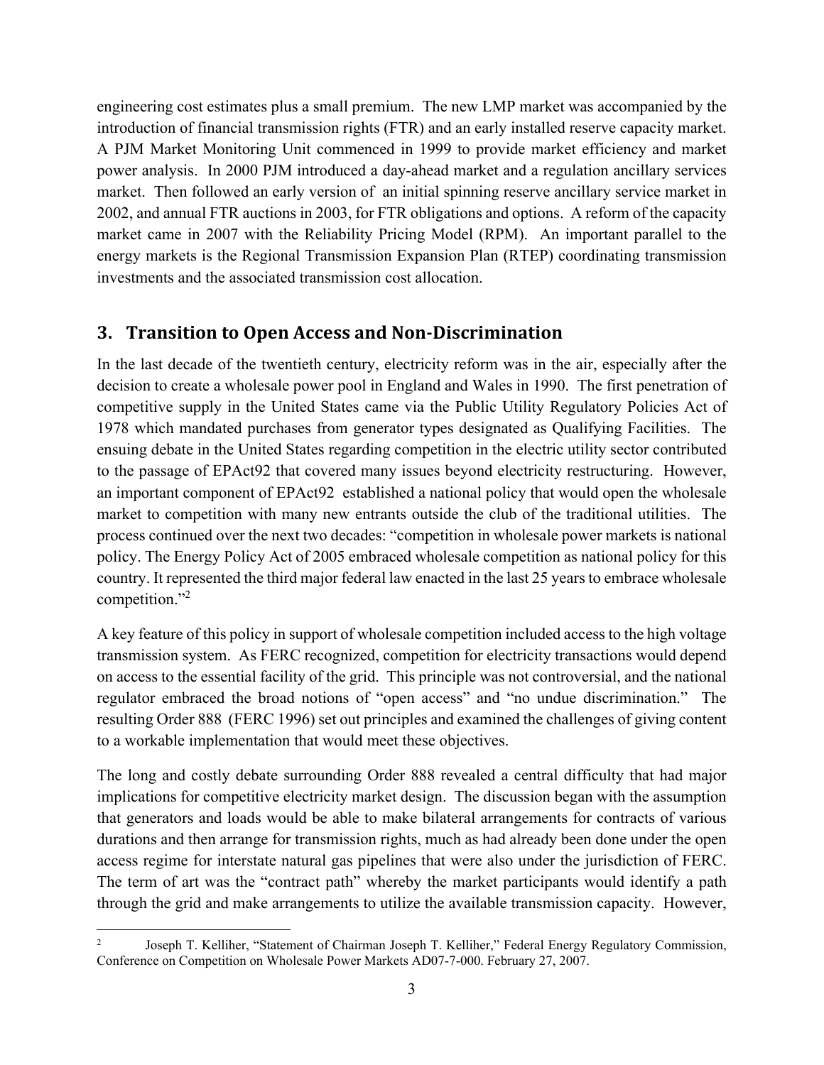engineering cost estimates plus a small premium. The new LMP market was accompanied by the introduction of financial transmission rights (FTR) and an early installed reserve capacity market. A PJM Market Monitoring Unit commenced in 1999 to provide market efficiency and market power analysis. In 2000 PJM introduced a day-ahead market and a regulation ancillary services market. Then followed an early version of an initial spinning reserve ancillary service market in 2002, and annual FTR auctions in 2003, for FTR obligations and options. A reform of the capacity market came in 2007 with the Reliability Pricing Model (RPM). An important parallel to the energy markets is the Regional Transmission Expansion Plan (RTEP) coordinating transmission investments and the associated transmission cost allocation.

## 3. Transition to Open Access and Non-Discrimination

In the last decade of the twentieth century, electricity reform was in the air, especially after the decision to create a wholesale power pool in England and Wales in 1990. The first penetration of competitive supply in the United States came via the Public Utility Regulatory Policies Act of 1978 which mandated purchases from generator types designated as Qualifying Facilities. The ensuing debate in the United States regarding competition in the electric utility sector contributed to the passage of EPAct92 that covered many issues beyond electricity restructuring. However, an important component of EPAct92 established a national policy that would open the wholesale market to competition with many new entrants outside the club of the traditional utilities. The process continued over the next two decades: "competition in wholesale power markets is national policy. The Energy Policy Act of 2005 embraced wholesale competition as national policy for this country. It represented the third major federal law enacted in the last 25 years to embrace wholesale competition."[2]

A key feature of this policy in support of wholesale competition included access to the high voltage transmission system. As FERC recognized, competition for electricity transactions would depend on access to the essential facility of the grid. This principle was not controversial, and the national regulator embraced the broad notions of "open access" and "no undue discrimination." The resulting Order 888 (FERC 1996) set out principles and examined the challenges of giving content to a workable implementation that would meet these objectives.

The long and costly debate surrounding Order 888 revealed a central difficulty that had major implications for competitive electricity market design. The discussion began with the assumption that generators and loads would be able to make bilateral arrangements for contracts of various durations and then arrange for transmission rights, much as had already been done under the open access regime for interstate natural gas pipelines that were also under the jurisdiction of FERC. The term of art was the "contract path" whereby the market participants would identify a path through the grid and make arrangements to utilize the available transmission capacity. However,

[2] Joseph T. Kelliher, "Statement of Chairman Joseph T. Kelliher," Federal Energy Regulatory Commission, Conference on Competition on Wholesale Power Markets AD07-7-000. February 27, 2007.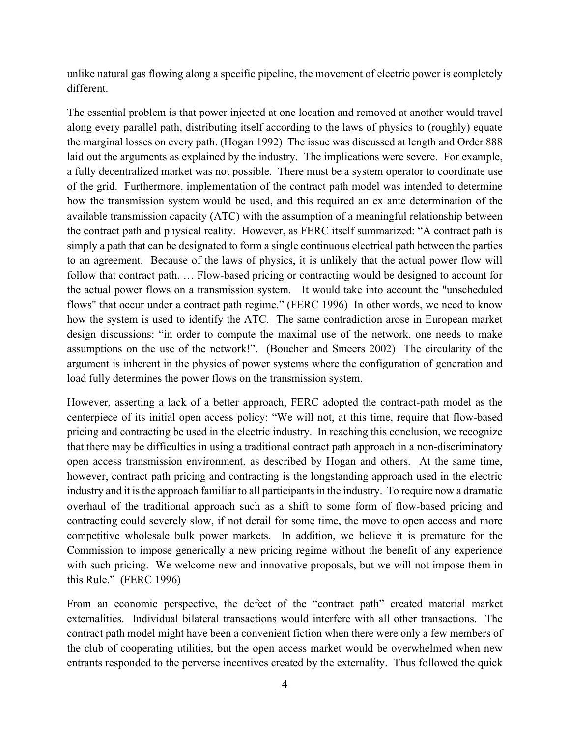unlike natural gas flowing along a specific pipeline, the movement of electric power is completely different.

The essential problem is that power injected at one location and removed at another would travel along every parallel path, distributing itself according to the laws of physics to (roughly) equate the marginal losses on every path. (Hogan 1992) The issue was discussed at length and Order 888 laid out the arguments as explained by the industry. The implications were severe. For example, a fully decentralized market was not possible. There must be a system operator to coordinate use of the grid. Furthermore, implementation of the contract path model was intended to determine how the transmission system would be used, and this required an ex ante determination of the available transmission capacity (ATC) with the assumption of a meaningful relationship between the contract path and physical reality. However, as FERC itself summarized: "A contract path is simply a path that can be designated to form a single continuous electrical path between the parties to an agreement. Because of the laws of physics, it is unlikely that the actual power flow will follow that contract path. … Flow-based pricing or contracting would be designed to account for the actual power flows on a transmission system. It would take into account the "unscheduled flows" that occur under a contract path regime." (FERC 1996) In other words, we need to know how the system is used to identify the ATC. The same contradiction arose in European market design discussions: "in order to compute the maximal use of the network, one needs to make assumptions on the use of the network!". (Boucher and Smeers 2002) The circularity of the argument is inherent in the physics of power systems where the configuration of generation and load fully determines the power flows on the transmission system.

However, asserting a lack of a better approach, FERC adopted the contract-path model as the centerpiece of its initial open access policy: "We will not, at this time, require that flow-based pricing and contracting be used in the electric industry. In reaching this conclusion, we recognize that there may be difficulties in using a traditional contract path approach in a non-discriminatory open access transmission environment, as described by Hogan and others. At the same time, however, contract path pricing and contracting is the longstanding approach used in the electric industry and it is the approach familiar to all participants in the industry. To require now a dramatic overhaul of the traditional approach such as a shift to some form of flow-based pricing and contracting could severely slow, if not derail for some time, the move to open access and more competitive wholesale bulk power markets. In addition, we believe it is premature for the Commission to impose generically a new pricing regime without the benefit of any experience with such pricing. We welcome new and innovative proposals, but we will not impose them in this Rule." (FERC 1996)

From an economic perspective, the defect of the "contract path" created material market externalities. Individual bilateral transactions would interfere with all other transactions. The contract path model might have been a convenient fiction when there were only a few members of the club of cooperating utilities, but the open access market would be overwhelmed when new entrants responded to the perverse incentives created by the externality. Thus followed the quick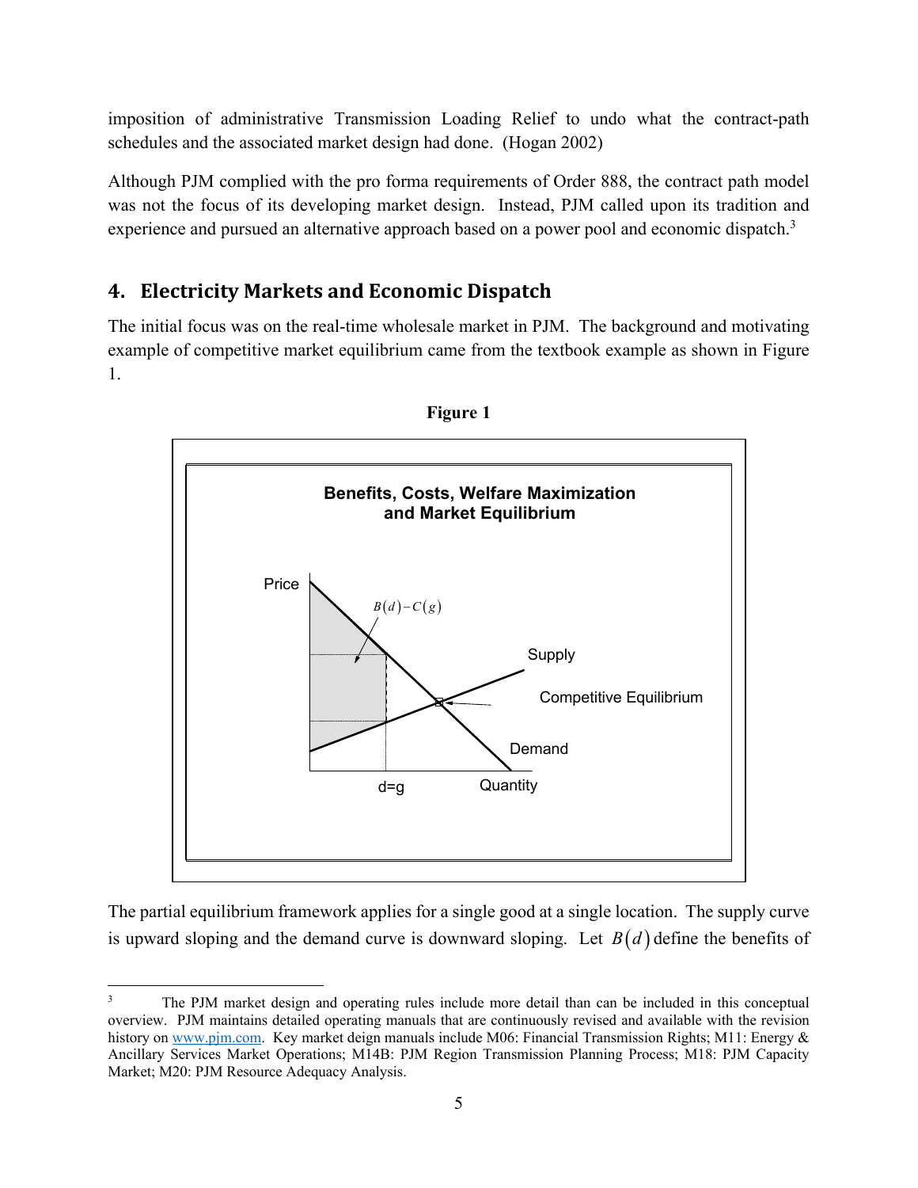imposition of administrative Transmission Loading Relief to undo what the contract-path schedules and the associated market design had done. (Hogan 2002)

Although PJM complied with the pro forma requirements of Order 888, the contract path model was not the focus of its developing market design. Instead, PJM called upon its tradition and experience and pursued an alternative approach based on a power pool and economic dispatch.[3]

## 4. Electricity Markets and Economic Dispatch

The initial focus was on the real-time wholesale market in PJM. The background and motivating example of competitive market equilibrium came from the textbook example as shown in Figure 1.

**Figure 1**

The partial equilibrium framework applies for a single good at a single location. The supply curve is upward sloping and the demand curve is downward sloping. Let $B(d)$ define the benefits of

---

[3] The PJM market design and operating rules include more detail than can be included in this conceptual overview. PJM maintains detailed operating manuals that are continuously revised and available with the revision history on www.pjm.com. Key market deign manuals include M06: Financial Transmission Rights; M11: Energy & Ancillary Services Market Operations; M14B: PJM Region Transmission Planning Process; M18: PJM Capacity Market; M20: PJM Resource Adequacy Analysis.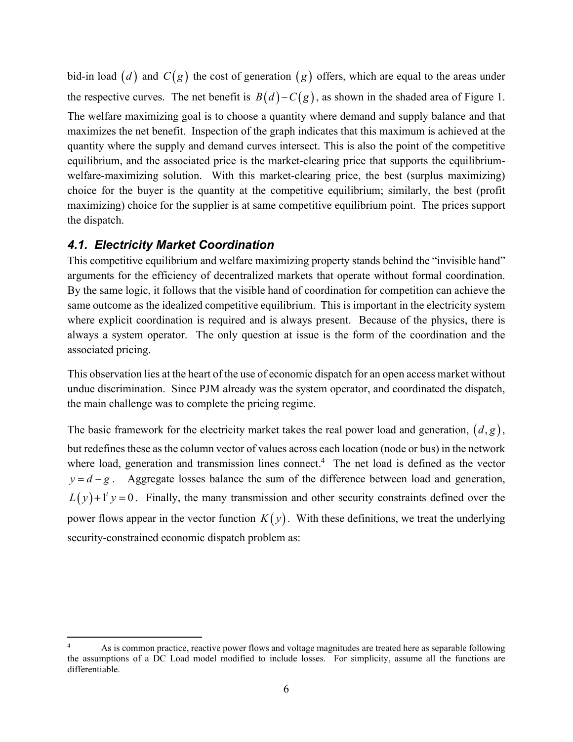bid-in load $(d)$ and $C(g)$ the cost of generation $(g)$ offers, which are equal to the areas under the respective curves. The net benefit is $B(d)-C(g)$, as shown in the shaded area of Figure 1. The welfare maximizing goal is to choose a quantity where demand and supply balance and that maximizes the net benefit. Inspection of the graph indicates that this maximum is achieved at the quantity where the supply and demand curves intersect. This is also the point of the competitive equilibrium, and the associated price is the market-clearing price that supports the equilibrium-welfare-maximizing solution. With this market-clearing price, the best (surplus maximizing) choice for the buyer is the quantity at the competitive equilibrium; similarly, the best (profit maximizing) choice for the supplier is at same competitive equilibrium point. The prices support the dispatch.

### *4.1. Electricity Market Coordination*

This competitive equilibrium and welfare maximizing property stands behind the "invisible hand" arguments for the efficiency of decentralized markets that operate without formal coordination. By the same logic, it follows that the visible hand of coordination for competition can achieve the same outcome as the idealized competitive equilibrium. This is important in the electricity system where explicit coordination is required and is always present. Because of the physics, there is always a system operator. The only question at issue is the form of the coordination and the associated pricing.

This observation lies at the heart of the use of economic dispatch for an open access market without undue discrimination. Since PJM already was the system operator, and coordinated the dispatch, the main challenge was to complete the pricing regime.

The basic framework for the electricity market takes the real power load and generation, $(d,g)$, but redefines these as the column vector of values across each location (node or bus) in the network where load, generation and transmission lines connect.[4] The net load is defined as the vector $y=d-g$. Aggregate losses balance the sum of the difference between load and generation, $L(y)+1^t y=0$. Finally, the many transmission and other security constraints defined over the power flows appear in the vector function $K(y)$. With these definitions, we treat the underlying security-constrained economic dispatch problem as:

---

[4] As is common practice, reactive power flows and voltage magnitudes are treated here as separable following the assumptions of a DC Load model modified to include losses. For simplicity, assume all the functions are differentiable.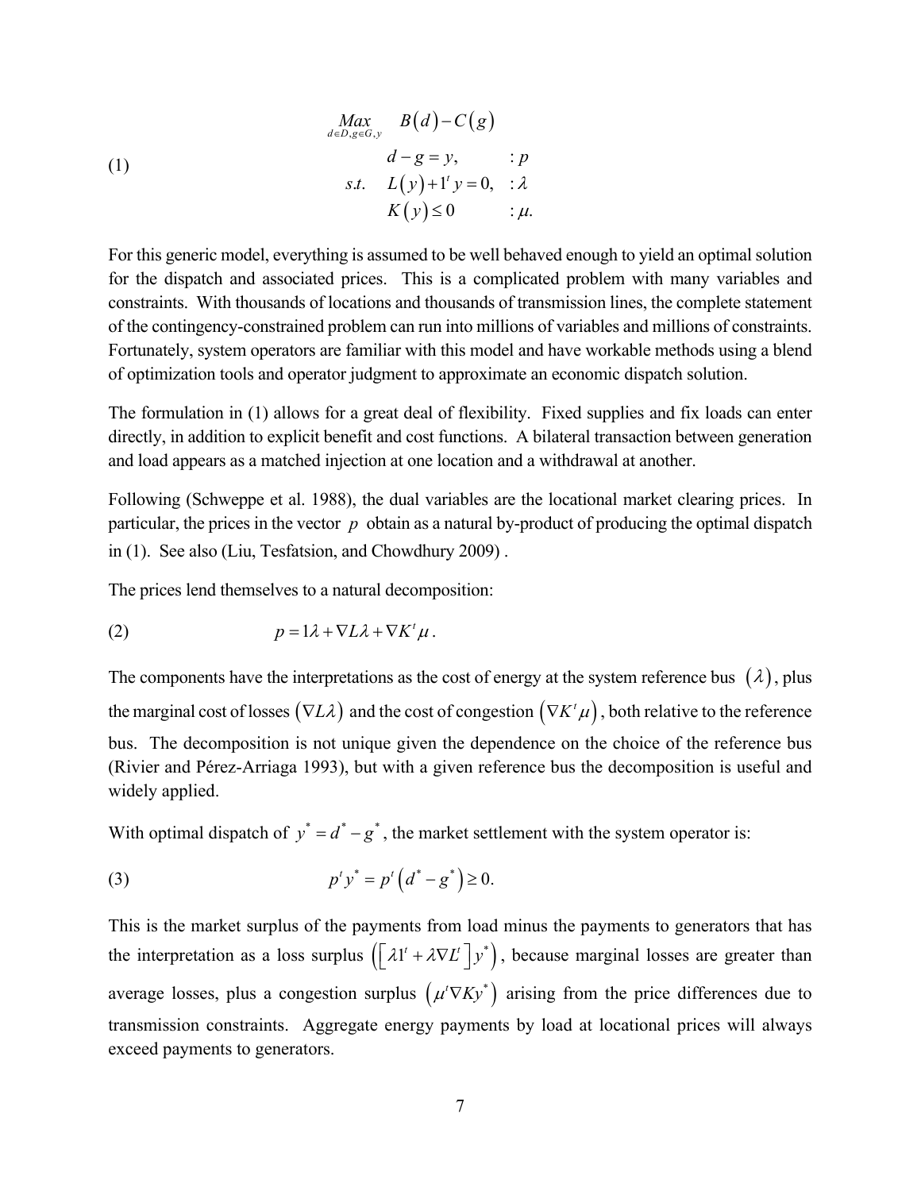$$
\begin{aligned}
&\underset{d \in D, g \in G, y}{Max} \quad B(d) - C(g) \\
&\qquad d - g = y, \qquad : p \\
(1) \qquad &s.t. \quad L(y) + 1^t y = 0, \quad : \lambda \\
&\qquad K(y) \leq 0 \qquad : \mu.
\end{aligned}
$$

For this generic model, everything is assumed to be well behaved enough to yield an optimal solution for the dispatch and associated prices. This is a complicated problem with many variables and constraints. With thousands of locations and thousands of transmission lines, the complete statement of the contingency-constrained problem can run into millions of variables and millions of constraints. Fortunately, system operators are familiar with this model and have workable methods using a blend of optimization tools and operator judgment to approximate an economic dispatch solution.

The formulation in (1) allows for a great deal of flexibility. Fixed supplies and fix loads can enter directly, in addition to explicit benefit and cost functions. A bilateral transaction between generation and load appears as a matched injection at one location and a withdrawal at another.

Following (Schweppe et al. 1988), the dual variables are the locational market clearing prices. In particular, the prices in the vector $p$ obtain as a natural by-product of producing the optimal dispatch in (1). See also (Liu, Tesfatsion, and Chowdhury 2009) .

The prices lend themselves to a natural decomposition:

$$
(2) \qquad p = 1\lambda + \nabla L \lambda + \nabla K^t \mu .
$$

The components have the interpretations as the cost of energy at the system reference bus $(\lambda)$, plus the marginal cost of losses $(\nabla L \lambda)$ and the cost of congestion $(\nabla K^t \mu)$, both relative to the reference bus. The decomposition is not unique given the dependence on the choice of the reference bus (Rivier and Pérez-Arriaga 1993), but with a given reference bus the decomposition is useful and widely applied.

With optimal dispatch of $y^* = d^* - g^*$, the market settlement with the system operator is:

$$
(3) \qquad p^t y^* = p^t \left( d^* - g^* \right) \geq 0.
$$

This is the market surplus of the payments from load minus the payments to generators that has the interpretation as a loss surplus $\left( \left[ \lambda 1^t + \lambda \nabla L^t \right] y^* \right)$, because marginal losses are greater than average losses, plus a congestion surplus $\left( \mu^t \nabla K y^* \right)$ arising from the price differences due to transmission constraints. Aggregate energy payments by load at locational prices will always exceed payments to generators.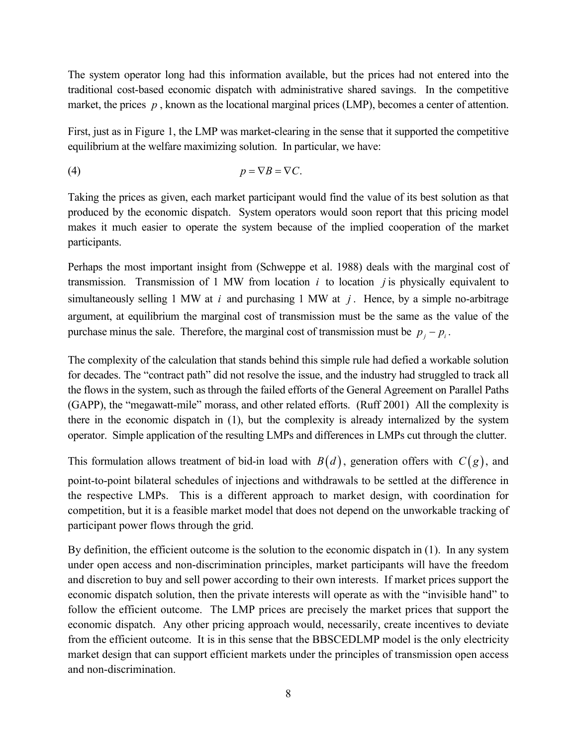The system operator long had this information available, but the prices had not entered into the traditional cost-based economic dispatch with administrative shared savings. In the competitive market, the prices $p$, known as the locational marginal prices (LMP), becomes a center of attention.

First, just as in Figure 1, the LMP was market-clearing in the sense that it supported the competitive equilibrium at the welfare maximizing solution. In particular, we have:

$$p = \nabla B = \nabla C. \tag{4}$$

Taking the prices as given, each market participant would find the value of its best solution as that produced by the economic dispatch. System operators would soon report that this pricing model makes it much easier to operate the system because of the implied cooperation of the market participants.

Perhaps the most important insight from (Schweppe et al. 1988) deals with the marginal cost of transmission. Transmission of 1 MW from location $i$ to location $j$ is physically equivalent to simultaneously selling 1 MW at $i$ and purchasing 1 MW at $j$. Hence, by a simple no-arbitrage argument, at equilibrium the marginal cost of transmission must be the same as the value of the purchase minus the sale. Therefore, the marginal cost of transmission must be $p_j - p_i$.

The complexity of the calculation that stands behind this simple rule had defied a workable solution for decades. The "contract path" did not resolve the issue, and the industry had struggled to track all the flows in the system, such as through the failed efforts of the General Agreement on Parallel Paths (GAPP), the "megawatt-mile" morass, and other related efforts. (Ruff 2001) All the complexity is there in the economic dispatch in (1), but the complexity is already internalized by the system operator. Simple application of the resulting LMPs and differences in LMPs cut through the clutter.

This formulation allows treatment of bid-in load with $B(d)$, generation offers with $C(g)$, and point-to-point bilateral schedules of injections and withdrawals to be settled at the difference in the respective LMPs. This is a different approach to market design, with coordination for competition, but it is a feasible market model that does not depend on the unworkable tracking of participant power flows through the grid.

By definition, the efficient outcome is the solution to the economic dispatch in (1). In any system under open access and non-discrimination principles, market participants will have the freedom and discretion to buy and sell power according to their own interests. If market prices support the economic dispatch solution, then the private interests will operate as with the "invisible hand" to follow the efficient outcome. The LMP prices are precisely the market prices that support the economic dispatch. Any other pricing approach would, necessarily, create incentives to deviate from the efficient outcome. It is in this sense that the BBSCEDLMP model is the only electricity market design that can support efficient markets under the principles of transmission open access and non-discrimination.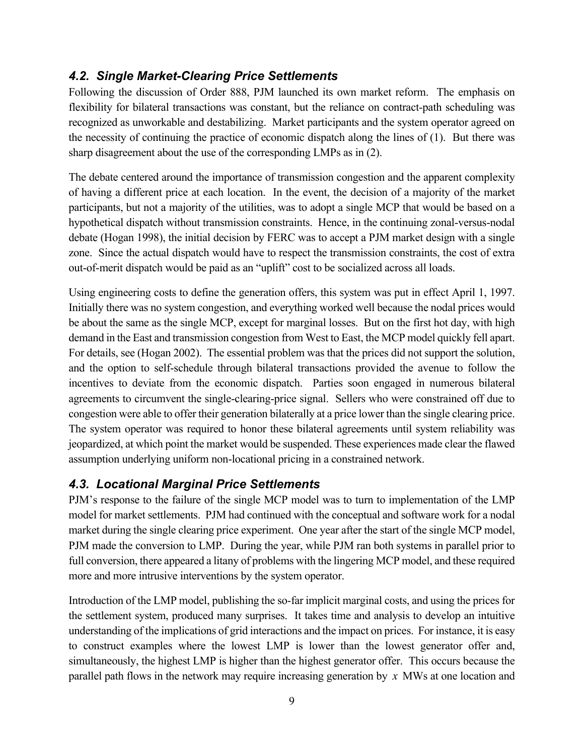### *4.2. Single Market-Clearing Price Settlements*

Following the discussion of Order 888, PJM launched its own market reform. The emphasis on flexibility for bilateral transactions was constant, but the reliance on contract-path scheduling was recognized as unworkable and destabilizing. Market participants and the system operator agreed on the necessity of continuing the practice of economic dispatch along the lines of (1). But there was sharp disagreement about the use of the corresponding LMPs as in (2).

The debate centered around the importance of transmission congestion and the apparent complexity of having a different price at each location. In the event, the decision of a majority of the market participants, but not a majority of the utilities, was to adopt a single MCP that would be based on a hypothetical dispatch without transmission constraints. Hence, in the continuing zonal-versus-nodal debate (Hogan 1998), the initial decision by FERC was to accept a PJM market design with a single zone. Since the actual dispatch would have to respect the transmission constraints, the cost of extra out-of-merit dispatch would be paid as an "uplift" cost to be socialized across all loads.

Using engineering costs to define the generation offers, this system was put in effect April 1, 1997. Initially there was no system congestion, and everything worked well because the nodal prices would be about the same as the single MCP, except for marginal losses. But on the first hot day, with high demand in the East and transmission congestion from West to East, the MCP model quickly fell apart. For details, see (Hogan 2002). The essential problem was that the prices did not support the solution, and the option to self-schedule through bilateral transactions provided the avenue to follow the incentives to deviate from the economic dispatch. Parties soon engaged in numerous bilateral agreements to circumvent the single-clearing-price signal. Sellers who were constrained off due to congestion were able to offer their generation bilaterally at a price lower than the single clearing price. The system operator was required to honor these bilateral agreements until system reliability was jeopardized, at which point the market would be suspended. These experiences made clear the flawed assumption underlying uniform non-locational pricing in a constrained network.

### *4.3. Locational Marginal Price Settlements*

PJM's response to the failure of the single MCP model was to turn to implementation of the LMP model for market settlements. PJM had continued with the conceptual and software work for a nodal market during the single clearing price experiment. One year after the start of the single MCP model, PJM made the conversion to LMP. During the year, while PJM ran both systems in parallel prior to full conversion, there appeared a litany of problems with the lingering MCP model, and these required more and more intrusive interventions by the system operator.

Introduction of the LMP model, publishing the so-far implicit marginal costs, and using the prices for the settlement system, produced many surprises. It takes time and analysis to develop an intuitive understanding of the implications of grid interactions and the impact on prices. For instance, it is easy to construct examples where the lowest LMP is lower than the lowest generator offer and, simultaneously, the highest LMP is higher than the highest generator offer. This occurs because the parallel path flows in the network may require increasing generation by $x$ MWs at one location and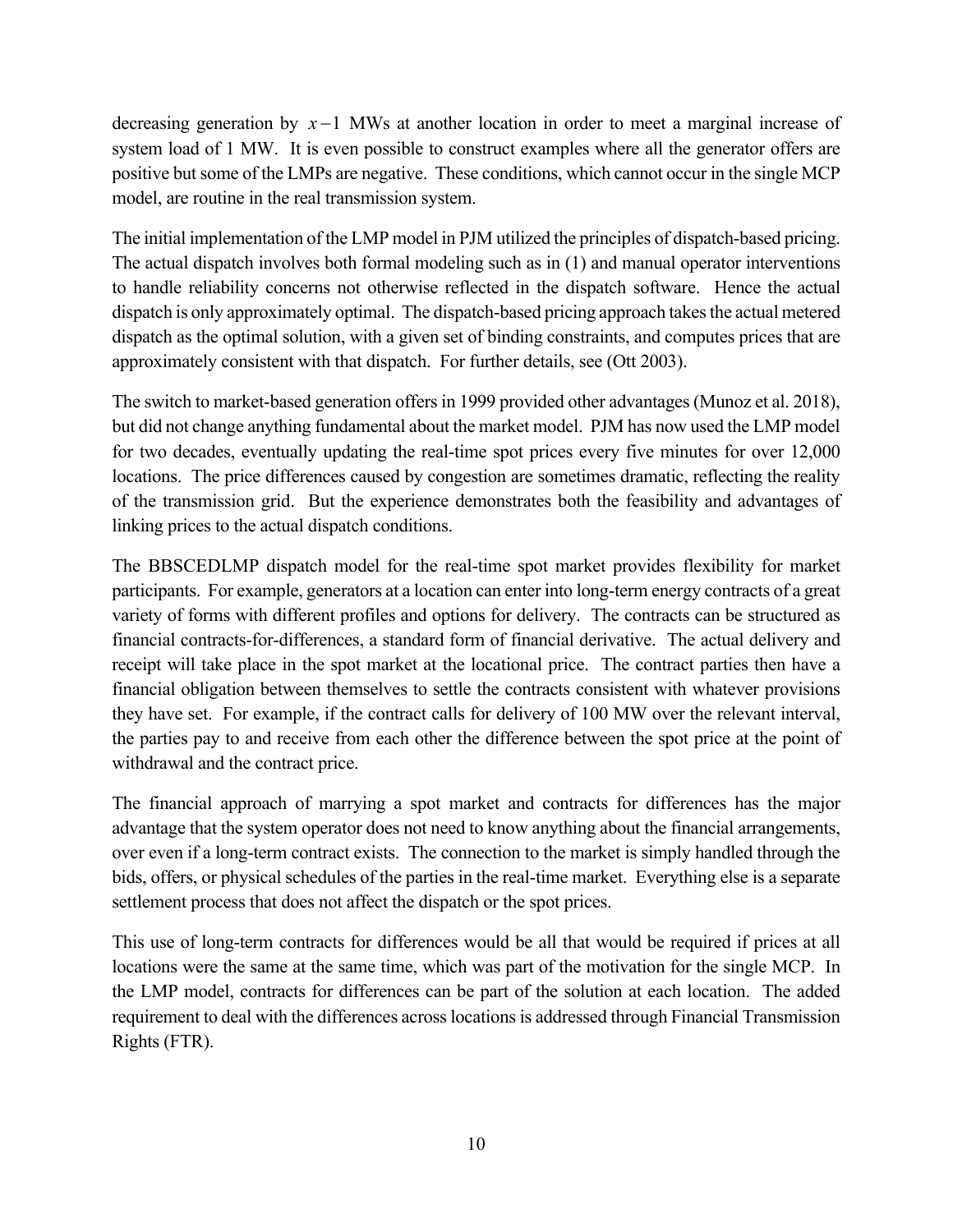decreasing generation by $x-1$ MWs at another location in order to meet a marginal increase of system load of 1 MW. It is even possible to construct examples where all the generator offers are positive but some of the LMPs are negative. These conditions, which cannot occur in the single MCP model, are routine in the real transmission system.

The initial implementation of the LMP model in PJM utilized the principles of dispatch-based pricing. The actual dispatch involves both formal modeling such as in (1) and manual operator interventions to handle reliability concerns not otherwise reflected in the dispatch software. Hence the actual dispatch is only approximately optimal. The dispatch-based pricing approach takes the actual metered dispatch as the optimal solution, with a given set of binding constraints, and computes prices that are approximately consistent with that dispatch. For further details, see (Ott 2003).

The switch to market-based generation offers in 1999 provided other advantages (Munoz et al. 2018), but did not change anything fundamental about the market model. PJM has now used the LMP model for two decades, eventually updating the real-time spot prices every five minutes for over 12,000 locations. The price differences caused by congestion are sometimes dramatic, reflecting the reality of the transmission grid. But the experience demonstrates both the feasibility and advantages of linking prices to the actual dispatch conditions.

The BBSCEDLMP dispatch model for the real-time spot market provides flexibility for market participants. For example, generators at a location can enter into long-term energy contracts of a great variety of forms with different profiles and options for delivery. The contracts can be structured as financial contracts-for-differences, a standard form of financial derivative. The actual delivery and receipt will take place in the spot market at the locational price. The contract parties then have a financial obligation between themselves to settle the contracts consistent with whatever provisions they have set. For example, if the contract calls for delivery of 100 MW over the relevant interval, the parties pay to and receive from each other the difference between the spot price at the point of withdrawal and the contract price.

The financial approach of marrying a spot market and contracts for differences has the major advantage that the system operator does not need to know anything about the financial arrangements, over even if a long-term contract exists. The connection to the market is simply handled through the bids, offers, or physical schedules of the parties in the real-time market. Everything else is a separate settlement process that does not affect the dispatch or the spot prices.

This use of long-term contracts for differences would be all that would be required if prices at all locations were the same at the same time, which was part of the motivation for the single MCP. In the LMP model, contracts for differences can be part of the solution at each location. The added requirement to deal with the differences across locations is addressed through Financial Transmission Rights (FTR).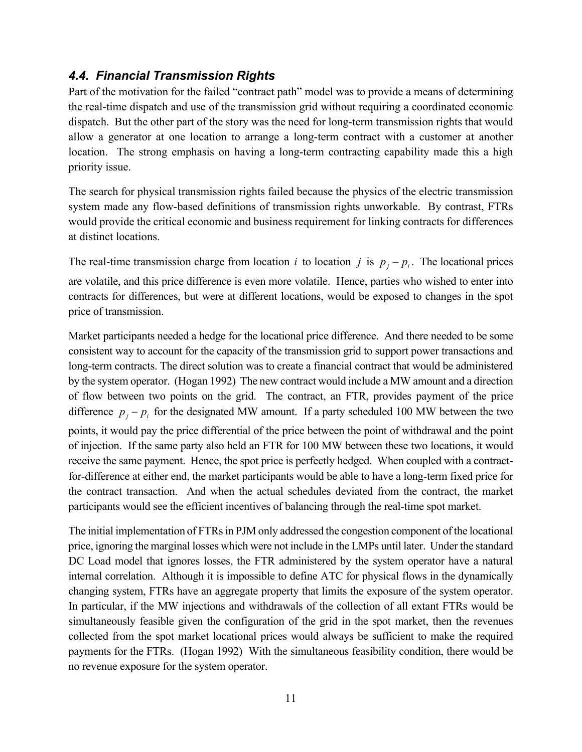### *4.4. Financial Transmission Rights*

Part of the motivation for the failed "contract path" model was to provide a means of determining the real-time dispatch and use of the transmission grid without requiring a coordinated economic dispatch. But the other part of the story was the need for long-term transmission rights that would allow a generator at one location to arrange a long-term contract with a customer at another location. The strong emphasis on having a long-term contracting capability made this a high priority issue.

The search for physical transmission rights failed because the physics of the electric transmission system made any flow-based definitions of transmission rights unworkable. By contrast, FTRs would provide the critical economic and business requirement for linking contracts for differences at distinct locations.

The real-time transmission charge from location $i$ to location $j$ is $p_j - p_i$. The locational prices are volatile, and this price difference is even more volatile. Hence, parties who wished to enter into contracts for differences, but were at different locations, would be exposed to changes in the spot price of transmission.

Market participants needed a hedge for the locational price difference. And there needed to be some consistent way to account for the capacity of the transmission grid to support power transactions and long-term contracts. The direct solution was to create a financial contract that would be administered by the system operator. (Hogan 1992) The new contract would include a MW amount and a direction of flow between two points on the grid. The contract, an FTR, provides payment of the price difference $p_j - p_i$ for the designated MW amount. If a party scheduled 100 MW between the two points, it would pay the price differential of the price between the point of withdrawal and the point of injection. If the same party also held an FTR for 100 MW between these two locations, it would receive the same payment. Hence, the spot price is perfectly hedged. When coupled with a contract-for-difference at either end, the market participants would be able to have a long-term fixed price for the contract transaction. And when the actual schedules deviated from the contract, the market participants would see the efficient incentives of balancing through the real-time spot market.

The initial implementation of FTRs in PJM only addressed the congestion component of the locational price, ignoring the marginal losses which were not include in the LMPs until later. Under the standard DC Load model that ignores losses, the FTR administered by the system operator have a natural internal correlation. Although it is impossible to define ATC for physical flows in the dynamically changing system, FTRs have an aggregate property that limits the exposure of the system operator. In particular, if the MW injections and withdrawals of the collection of all extant FTRs would be simultaneously feasible given the configuration of the grid in the spot market, then the revenues collected from the spot market locational prices would always be sufficient to make the required payments for the FTRs. (Hogan 1992) With the simultaneous feasibility condition, there would be no revenue exposure for the system operator.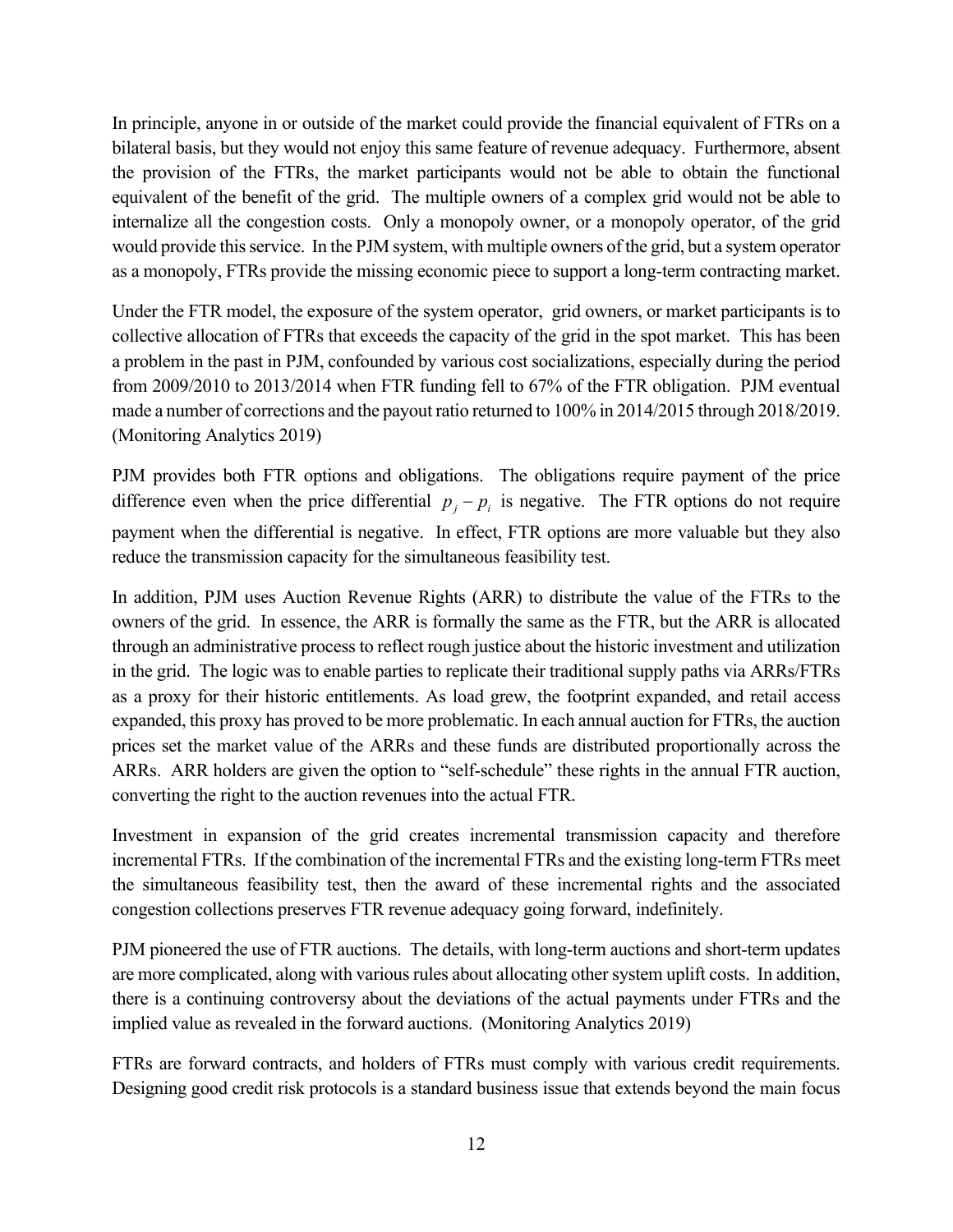In principle, anyone in or outside of the market could provide the financial equivalent of FTRs on a bilateral basis, but they would not enjoy this same feature of revenue adequacy. Furthermore, absent the provision of the FTRs, the market participants would not be able to obtain the functional equivalent of the benefit of the grid. The multiple owners of a complex grid would not be able to internalize all the congestion costs. Only a monopoly owner, or a monopoly operator, of the grid would provide this service. In the PJM system, with multiple owners of the grid, but a system operator as a monopoly, FTRs provide the missing economic piece to support a long-term contracting market.

Under the FTR model, the exposure of the system operator, grid owners, or market participants is to collective allocation of FTRs that exceeds the capacity of the grid in the spot market. This has been a problem in the past in PJM, confounded by various cost socializations, especially during the period from 2009/2010 to 2013/2014 when FTR funding fell to 67% of the FTR obligation. PJM eventual made a number of corrections and the payout ratio returned to 100% in 2014/2015 through 2018/2019. (Monitoring Analytics 2019)

PJM provides both FTR options and obligations. The obligations require payment of the price difference even when the price differential $p_j - p_i$ is negative. The FTR options do not require payment when the differential is negative. In effect, FTR options are more valuable but they also reduce the transmission capacity for the simultaneous feasibility test.

In addition, PJM uses Auction Revenue Rights (ARR) to distribute the value of the FTRs to the owners of the grid. In essence, the ARR is formally the same as the FTR, but the ARR is allocated through an administrative process to reflect rough justice about the historic investment and utilization in the grid. The logic was to enable parties to replicate their traditional supply paths via ARRs/FTRs as a proxy for their historic entitlements. As load grew, the footprint expanded, and retail access expanded, this proxy has proved to be more problematic. In each annual auction for FTRs, the auction prices set the market value of the ARRs and these funds are distributed proportionally across the ARRs. ARR holders are given the option to "self-schedule" these rights in the annual FTR auction, converting the right to the auction revenues into the actual FTR.

Investment in expansion of the grid creates incremental transmission capacity and therefore incremental FTRs. If the combination of the incremental FTRs and the existing long-term FTRs meet the simultaneous feasibility test, then the award of these incremental rights and the associated congestion collections preserves FTR revenue adequacy going forward, indefinitely.

PJM pioneered the use of FTR auctions. The details, with long-term auctions and short-term updates are more complicated, along with various rules about allocating other system uplift costs. In addition, there is a continuing controversy about the deviations of the actual payments under FTRs and the implied value as revealed in the forward auctions. (Monitoring Analytics 2019)

FTRs are forward contracts, and holders of FTRs must comply with various credit requirements. Designing good credit risk protocols is a standard business issue that extends beyond the main focus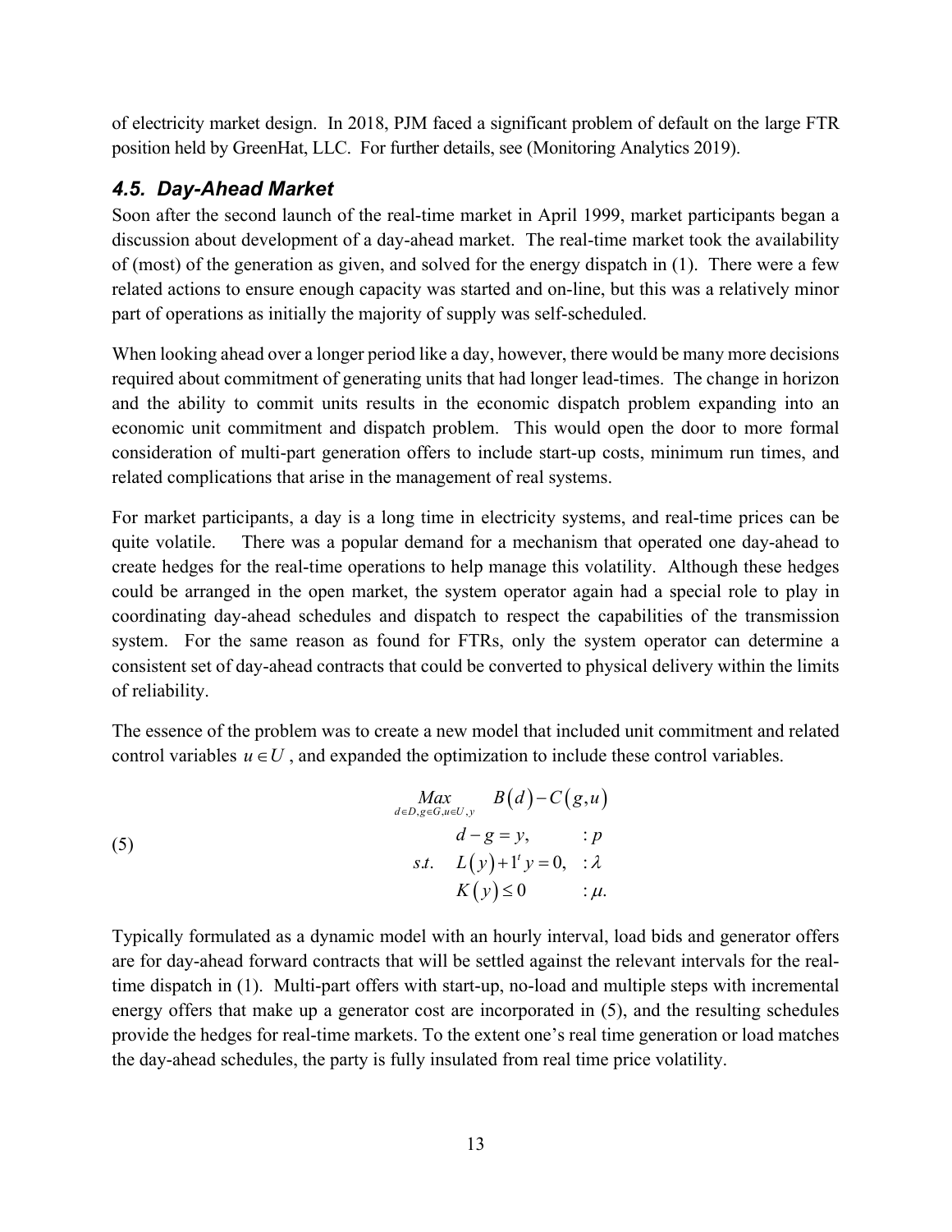of electricity market design. In 2018, PJM faced a significant problem of default on the large FTR position held by GreenHat, LLC. For further details, see (Monitoring Analytics 2019).

### *4.5. Day-Ahead Market*

Soon after the second launch of the real-time market in April 1999, market participants began a discussion about development of a day-ahead market. The real-time market took the availability of (most) of the generation as given, and solved for the energy dispatch in (1). There were a few related actions to ensure enough capacity was started and on-line, but this was a relatively minor part of operations as initially the majority of supply was self-scheduled.

When looking ahead over a longer period like a day, however, there would be many more decisions required about commitment of generating units that had longer lead-times. The change in horizon and the ability to commit units results in the economic dispatch problem expanding into an economic unit commitment and dispatch problem. This would open the door to more formal consideration of multi-part generation offers to include start-up costs, minimum run times, and related complications that arise in the management of real systems.

For market participants, a day is a long time in electricity systems, and real-time prices can be quite volatile. There was a popular demand for a mechanism that operated one day-ahead to create hedges for the real-time operations to help manage this volatility. Although these hedges could be arranged in the open market, the system operator again had a special role to play in coordinating day-ahead schedules and dispatch to respect the capabilities of the transmission system. For the same reason as found for FTRs, only the system operator can determine a consistent set of day-ahead contracts that could be converted to physical delivery within the limits of reliability.

The essence of the problem was to create a new model that included unit commitment and related control variables $u \in U$, and expanded the optimization to include these control variables.

$$
(5) \qquad \begin{aligned}
\underset{d \in D, g \in G, u \in U, y}{Max} \quad & B(d) - C(g,u) \\
& d - g = y, \qquad : p \\
s.t. \quad & L(y) + 1^t y = 0, \quad : \lambda \\
& K(y) \leq 0 \qquad : \mu.
\end{aligned}
$$

Typically formulated as a dynamic model with an hourly interval, load bids and generator offers are for day-ahead forward contracts that will be settled against the relevant intervals for the real-time dispatch in (1). Multi-part offers with start-up, no-load and multiple steps with incremental energy offers that make up a generator cost are incorporated in (5), and the resulting schedules provide the hedges for real-time markets. To the extent one's real time generation or load matches the day-ahead schedules, the party is fully insulated from real time price volatility.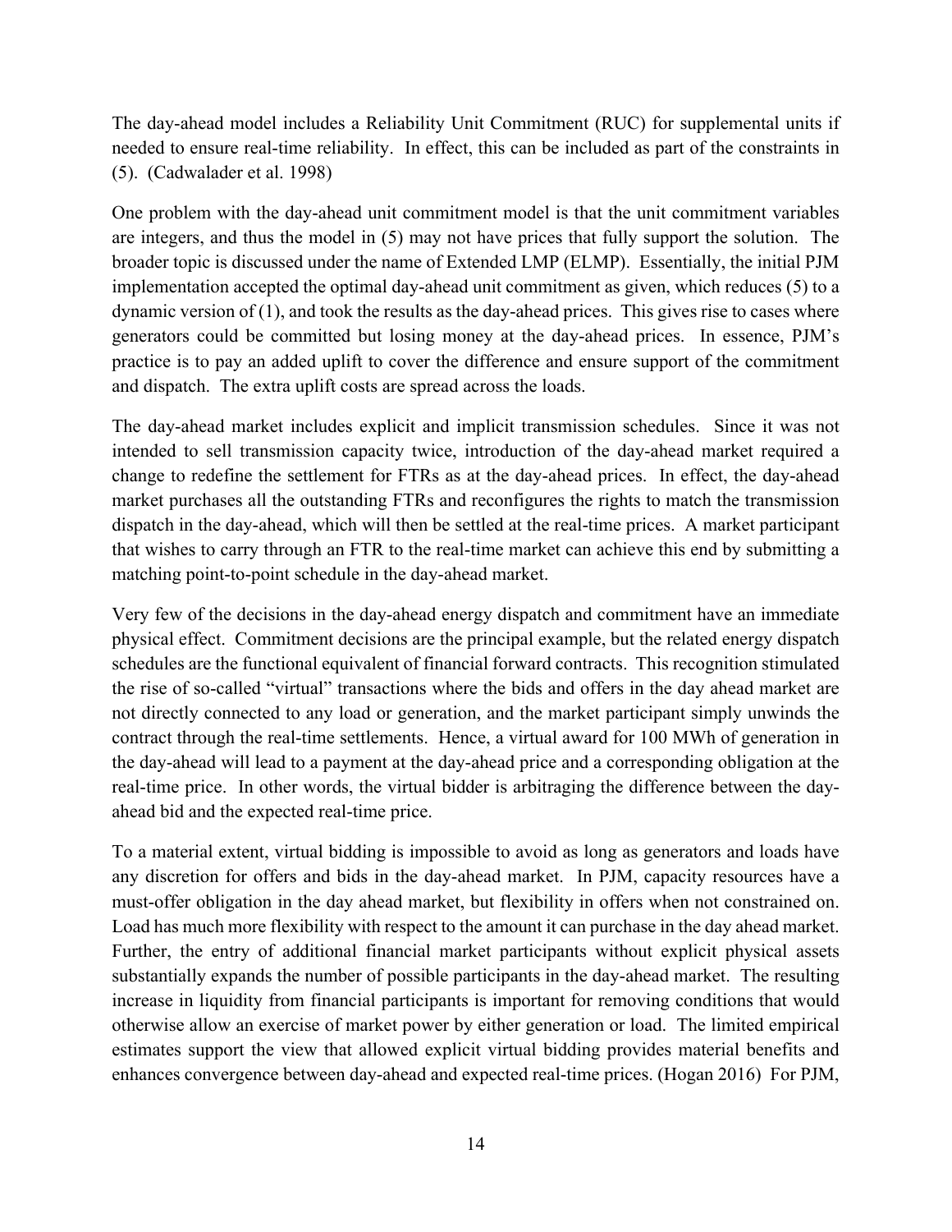The day-ahead model includes a Reliability Unit Commitment (RUC) for supplemental units if needed to ensure real-time reliability. In effect, this can be included as part of the constraints in (5). (Cadwalader et al. 1998)

One problem with the day-ahead unit commitment model is that the unit commitment variables are integers, and thus the model in (5) may not have prices that fully support the solution. The broader topic is discussed under the name of Extended LMP (ELMP). Essentially, the initial PJM implementation accepted the optimal day-ahead unit commitment as given, which reduces (5) to a dynamic version of (1), and took the results as the day-ahead prices. This gives rise to cases where generators could be committed but losing money at the day-ahead prices. In essence, PJM's practice is to pay an added uplift to cover the difference and ensure support of the commitment and dispatch. The extra uplift costs are spread across the loads.

The day-ahead market includes explicit and implicit transmission schedules. Since it was not intended to sell transmission capacity twice, introduction of the day-ahead market required a change to redefine the settlement for FTRs as at the day-ahead prices. In effect, the day-ahead market purchases all the outstanding FTRs and reconfigures the rights to match the transmission dispatch in the day-ahead, which will then be settled at the real-time prices. A market participant that wishes to carry through an FTR to the real-time market can achieve this end by submitting a matching point-to-point schedule in the day-ahead market.

Very few of the decisions in the day-ahead energy dispatch and commitment have an immediate physical effect. Commitment decisions are the principal example, but the related energy dispatch schedules are the functional equivalent of financial forward contracts. This recognition stimulated the rise of so-called "virtual" transactions where the bids and offers in the day ahead market are not directly connected to any load or generation, and the market participant simply unwinds the contract through the real-time settlements. Hence, a virtual award for 100 MWh of generation in the day-ahead will lead to a payment at the day-ahead price and a corresponding obligation at the real-time price. In other words, the virtual bidder is arbitraging the difference between the day-ahead bid and the expected real-time price.

To a material extent, virtual bidding is impossible to avoid as long as generators and loads have any discretion for offers and bids in the day-ahead market. In PJM, capacity resources have a must-offer obligation in the day ahead market, but flexibility in offers when not constrained on. Load has much more flexibility with respect to the amount it can purchase in the day ahead market. Further, the entry of additional financial market participants without explicit physical assets substantially expands the number of possible participants in the day-ahead market. The resulting increase in liquidity from financial participants is important for removing conditions that would otherwise allow an exercise of market power by either generation or load. The limited empirical estimates support the view that allowed explicit virtual bidding provides material benefits and enhances convergence between day-ahead and expected real-time prices. (Hogan 2016) For PJM,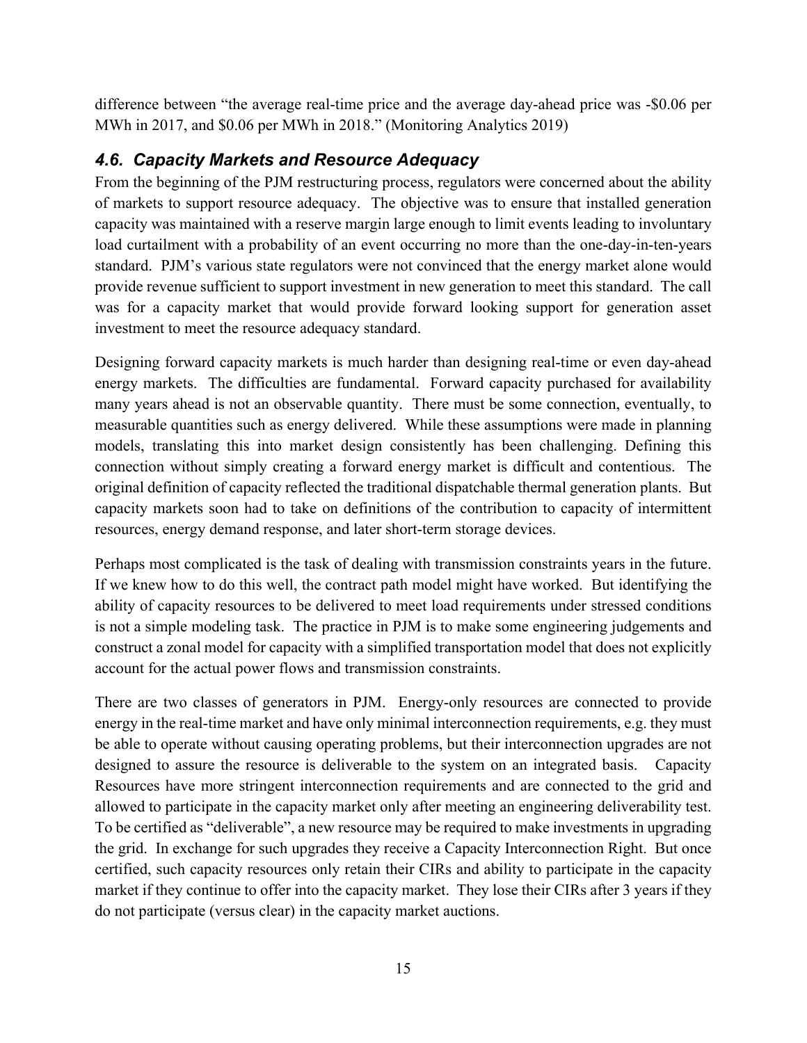difference between "the average real-time price and the average day-ahead price was -$0.06 per MWh in 2017, and $0.06 per MWh in 2018." (Monitoring Analytics 2019)

### *4.6. Capacity Markets and Resource Adequacy*

From the beginning of the PJM restructuring process, regulators were concerned about the ability of markets to support resource adequacy. The objective was to ensure that installed generation capacity was maintained with a reserve margin large enough to limit events leading to involuntary load curtailment with a probability of an event occurring no more than the one-day-in-ten-years standard. PJM's various state regulators were not convinced that the energy market alone would provide revenue sufficient to support investment in new generation to meet this standard. The call was for a capacity market that would provide forward looking support for generation asset investment to meet the resource adequacy standard.

Designing forward capacity markets is much harder than designing real-time or even day-ahead energy markets. The difficulties are fundamental. Forward capacity purchased for availability many years ahead is not an observable quantity. There must be some connection, eventually, to measurable quantities such as energy delivered. While these assumptions were made in planning models, translating this into market design consistently has been challenging. Defining this connection without simply creating a forward energy market is difficult and contentious. The original definition of capacity reflected the traditional dispatchable thermal generation plants. But capacity markets soon had to take on definitions of the contribution to capacity of intermittent resources, energy demand response, and later short-term storage devices.

Perhaps most complicated is the task of dealing with transmission constraints years in the future. If we knew how to do this well, the contract path model might have worked. But identifying the ability of capacity resources to be delivered to meet load requirements under stressed conditions is not a simple modeling task. The practice in PJM is to make some engineering judgements and construct a zonal model for capacity with a simplified transportation model that does not explicitly account for the actual power flows and transmission constraints.

There are two classes of generators in PJM. Energy-only resources are connected to provide energy in the real-time market and have only minimal interconnection requirements, e.g. they must be able to operate without causing operating problems, but their interconnection upgrades are not designed to assure the resource is deliverable to the system on an integrated basis. Capacity Resources have more stringent interconnection requirements and are connected to the grid and allowed to participate in the capacity market only after meeting an engineering deliverability test. To be certified as "deliverable", a new resource may be required to make investments in upgrading the grid. In exchange for such upgrades they receive a Capacity Interconnection Right. But once certified, such capacity resources only retain their CIRs and ability to participate in the capacity market if they continue to offer into the capacity market. They lose their CIRs after 3 years if they do not participate (versus clear) in the capacity market auctions.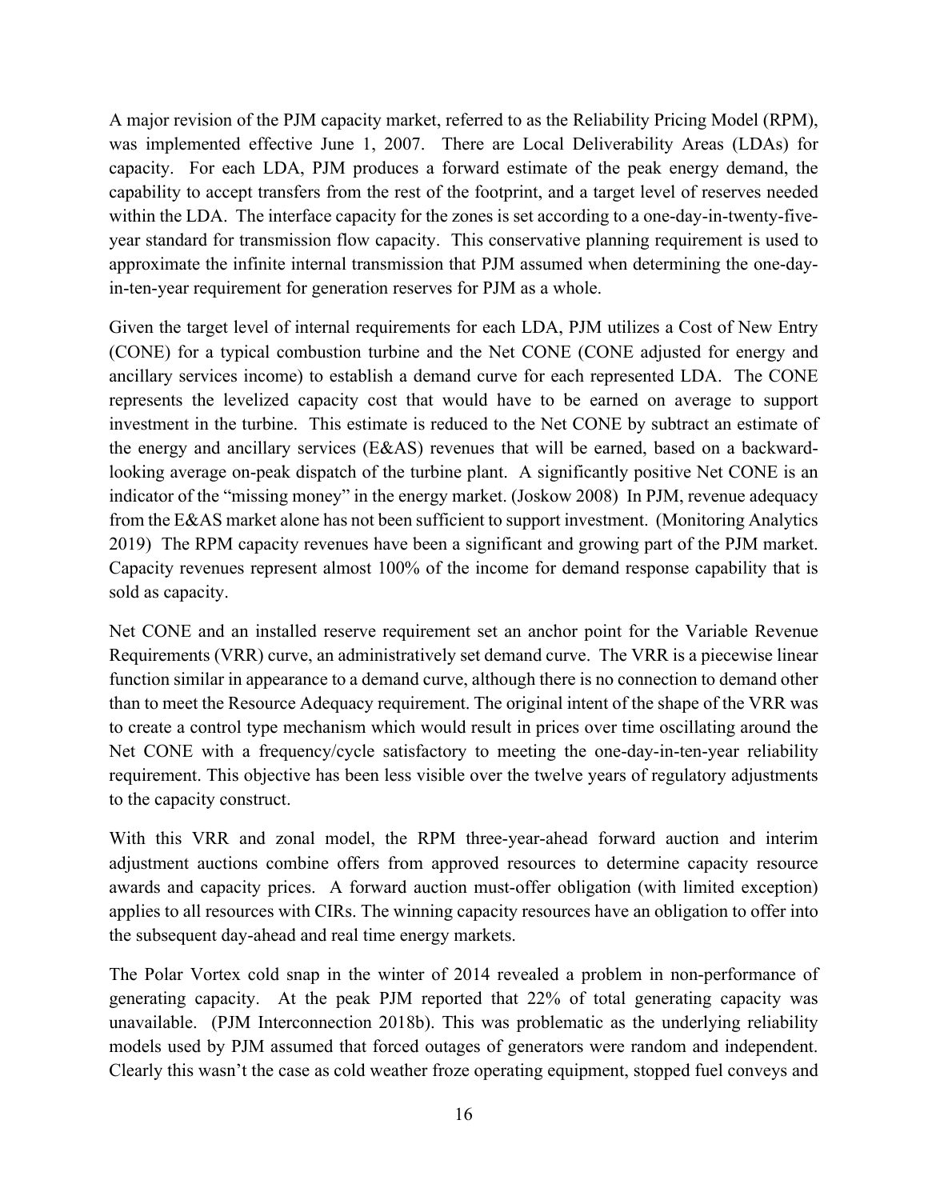A major revision of the PJM capacity market, referred to as the Reliability Pricing Model (RPM), was implemented effective June 1, 2007. There are Local Deliverability Areas (LDAs) for capacity. For each LDA, PJM produces a forward estimate of the peak energy demand, the capability to accept transfers from the rest of the footprint, and a target level of reserves needed within the LDA. The interface capacity for the zones is set according to a one-day-in-twenty-five-year standard for transmission flow capacity. This conservative planning requirement is used to approximate the infinite internal transmission that PJM assumed when determining the one-day-in-ten-year requirement for generation reserves for PJM as a whole.

Given the target level of internal requirements for each LDA, PJM utilizes a Cost of New Entry (CONE) for a typical combustion turbine and the Net CONE (CONE adjusted for energy and ancillary services income) to establish a demand curve for each represented LDA. The CONE represents the levelized capacity cost that would have to be earned on average to support investment in the turbine. This estimate is reduced to the Net CONE by subtract an estimate of the energy and ancillary services (E&AS) revenues that will be earned, based on a backward-looking average on-peak dispatch of the turbine plant. A significantly positive Net CONE is an indicator of the "missing money" in the energy market. (Joskow 2008) In PJM, revenue adequacy from the E&AS market alone has not been sufficient to support investment. (Monitoring Analytics 2019) The RPM capacity revenues have been a significant and growing part of the PJM market. Capacity revenues represent almost 100% of the income for demand response capability that is sold as capacity.

Net CONE and an installed reserve requirement set an anchor point for the Variable Revenue Requirements (VRR) curve, an administratively set demand curve. The VRR is a piecewise linear function similar in appearance to a demand curve, although there is no connection to demand other than to meet the Resource Adequacy requirement. The original intent of the shape of the VRR was to create a control type mechanism which would result in prices over time oscillating around the Net CONE with a frequency/cycle satisfactory to meeting the one-day-in-ten-year reliability requirement. This objective has been less visible over the twelve years of regulatory adjustments to the capacity construct.

With this VRR and zonal model, the RPM three-year-ahead forward auction and interim adjustment auctions combine offers from approved resources to determine capacity resource awards and capacity prices. A forward auction must-offer obligation (with limited exception) applies to all resources with CIRs. The winning capacity resources have an obligation to offer into the subsequent day-ahead and real time energy markets.

The Polar Vortex cold snap in the winter of 2014 revealed a problem in non-performance of generating capacity. At the peak PJM reported that 22% of total generating capacity was unavailable. (PJM Interconnection 2018b). This was problematic as the underlying reliability models used by PJM assumed that forced outages of generators were random and independent. Clearly this wasn't the case as cold weather froze operating equipment, stopped fuel conveys and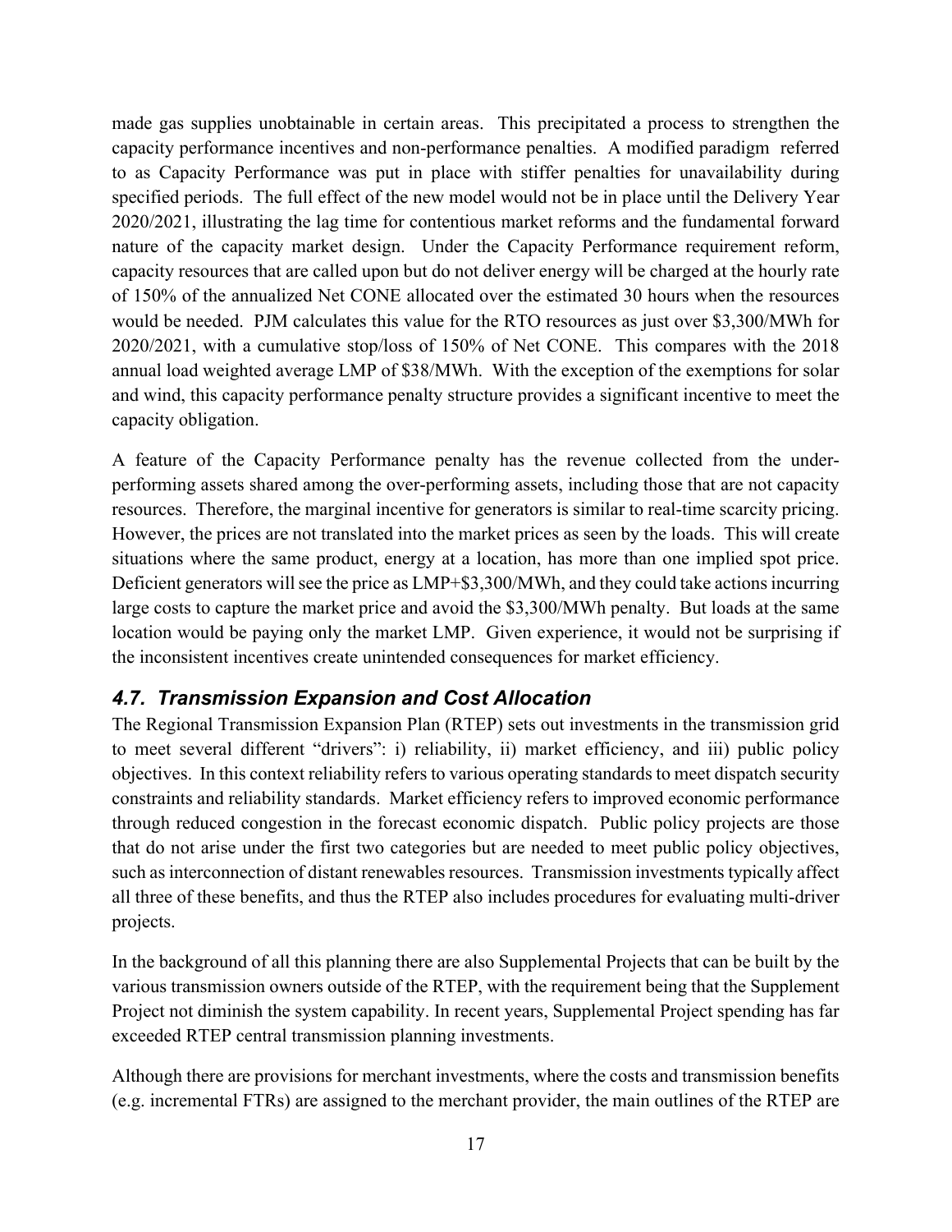made gas supplies unobtainable in certain areas. This precipitated a process to strengthen the capacity performance incentives and non-performance penalties. A modified paradigm referred to as Capacity Performance was put in place with stiffer penalties for unavailability during specified periods. The full effect of the new model would not be in place until the Delivery Year 2020/2021, illustrating the lag time for contentious market reforms and the fundamental forward nature of the capacity market design. Under the Capacity Performance requirement reform, capacity resources that are called upon but do not deliver energy will be charged at the hourly rate of 150% of the annualized Net CONE allocated over the estimated 30 hours when the resources would be needed. PJM calculates this value for the RTO resources as just over $3,300/MWh for 2020/2021, with a cumulative stop/loss of 150% of Net CONE. This compares with the 2018 annual load weighted average LMP of $38/MWh. With the exception of the exemptions for solar and wind, this capacity performance penalty structure provides a significant incentive to meet the capacity obligation.

A feature of the Capacity Performance penalty has the revenue collected from the under-performing assets shared among the over-performing assets, including those that are not capacity resources. Therefore, the marginal incentive for generators is similar to real-time scarcity pricing. However, the prices are not translated into the market prices as seen by the loads. This will create situations where the same product, energy at a location, has more than one implied spot price. Deficient generators will see the price as LMP+$3,300/MWh, and they could take actions incurring large costs to capture the market price and avoid the $3,300/MWh penalty. But loads at the same location would be paying only the market LMP. Given experience, it would not be surprising if the inconsistent incentives create unintended consequences for market efficiency.

### *4.7. Transmission Expansion and Cost Allocation*

The Regional Transmission Expansion Plan (RTEP) sets out investments in the transmission grid to meet several different "drivers": i) reliability, ii) market efficiency, and iii) public policy objectives. In this context reliability refers to various operating standards to meet dispatch security constraints and reliability standards. Market efficiency refers to improved economic performance through reduced congestion in the forecast economic dispatch. Public policy projects are those that do not arise under the first two categories but are needed to meet public policy objectives, such as interconnection of distant renewables resources. Transmission investments typically affect all three of these benefits, and thus the RTEP also includes procedures for evaluating multi-driver projects.

In the background of all this planning there are also Supplemental Projects that can be built by the various transmission owners outside of the RTEP, with the requirement being that the Supplement Project not diminish the system capability. In recent years, Supplemental Project spending has far exceeded RTEP central transmission planning investments.

Although there are provisions for merchant investments, where the costs and transmission benefits (e.g. incremental FTRs) are assigned to the merchant provider, the main outlines of the RTEP are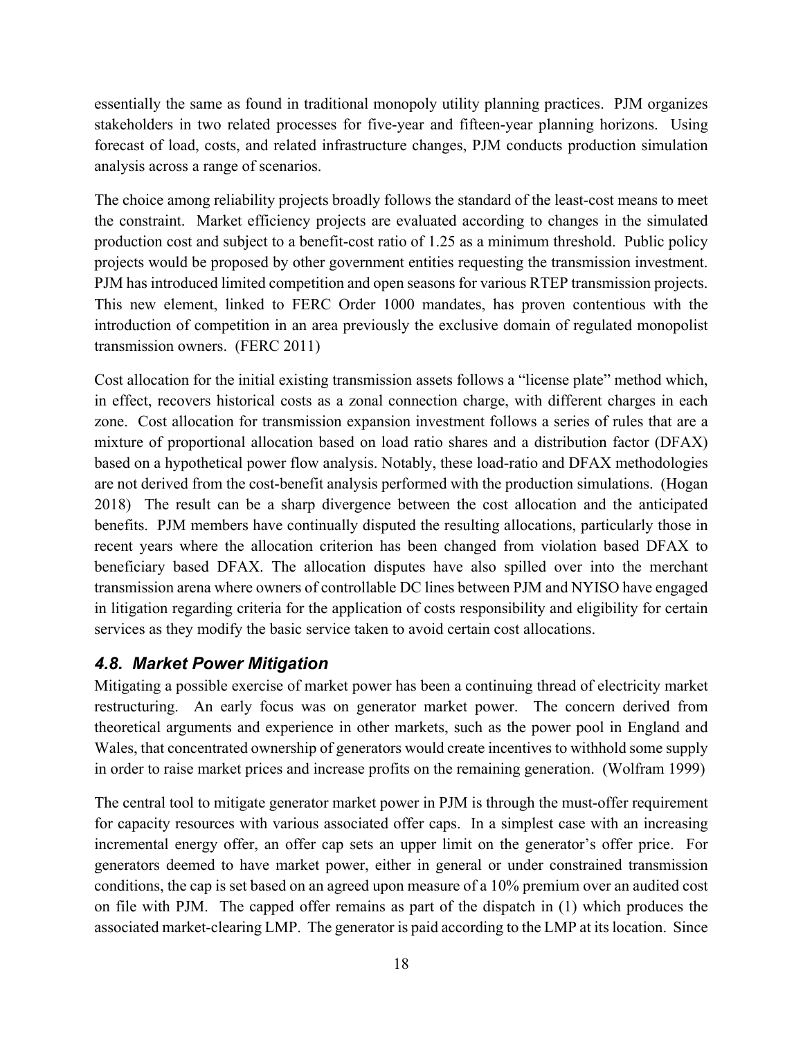essentially the same as found in traditional monopoly utility planning practices. PJM organizes stakeholders in two related processes for five-year and fifteen-year planning horizons. Using forecast of load, costs, and related infrastructure changes, PJM conducts production simulation analysis across a range of scenarios.

The choice among reliability projects broadly follows the standard of the least-cost means to meet the constraint. Market efficiency projects are evaluated according to changes in the simulated production cost and subject to a benefit-cost ratio of 1.25 as a minimum threshold. Public policy projects would be proposed by other government entities requesting the transmission investment. PJM has introduced limited competition and open seasons for various RTEP transmission projects. This new element, linked to FERC Order 1000 mandates, has proven contentious with the introduction of competition in an area previously the exclusive domain of regulated monopolist transmission owners. (FERC 2011)

Cost allocation for the initial existing transmission assets follows a "license plate" method which, in effect, recovers historical costs as a zonal connection charge, with different charges in each zone. Cost allocation for transmission expansion investment follows a series of rules that are a mixture of proportional allocation based on load ratio shares and a distribution factor (DFAX) based on a hypothetical power flow analysis. Notably, these load-ratio and DFAX methodologies are not derived from the cost-benefit analysis performed with the production simulations. (Hogan 2018) The result can be a sharp divergence between the cost allocation and the anticipated benefits. PJM members have continually disputed the resulting allocations, particularly those in recent years where the allocation criterion has been changed from violation based DFAX to beneficiary based DFAX. The allocation disputes have also spilled over into the merchant transmission arena where owners of controllable DC lines between PJM and NYISO have engaged in litigation regarding criteria for the application of costs responsibility and eligibility for certain services as they modify the basic service taken to avoid certain cost allocations.

### *4.8. Market Power Mitigation*

Mitigating a possible exercise of market power has been a continuing thread of electricity market restructuring. An early focus was on generator market power. The concern derived from theoretical arguments and experience in other markets, such as the power pool in England and Wales, that concentrated ownership of generators would create incentives to withhold some supply in order to raise market prices and increase profits on the remaining generation. (Wolfram 1999)

The central tool to mitigate generator market power in PJM is through the must-offer requirement for capacity resources with various associated offer caps. In a simplest case with an increasing incremental energy offer, an offer cap sets an upper limit on the generator's offer price. For generators deemed to have market power, either in general or under constrained transmission conditions, the cap is set based on an agreed upon measure of a 10% premium over an audited cost on file with PJM. The capped offer remains as part of the dispatch in (1) which produces the associated market-clearing LMP. The generator is paid according to the LMP at its location. Since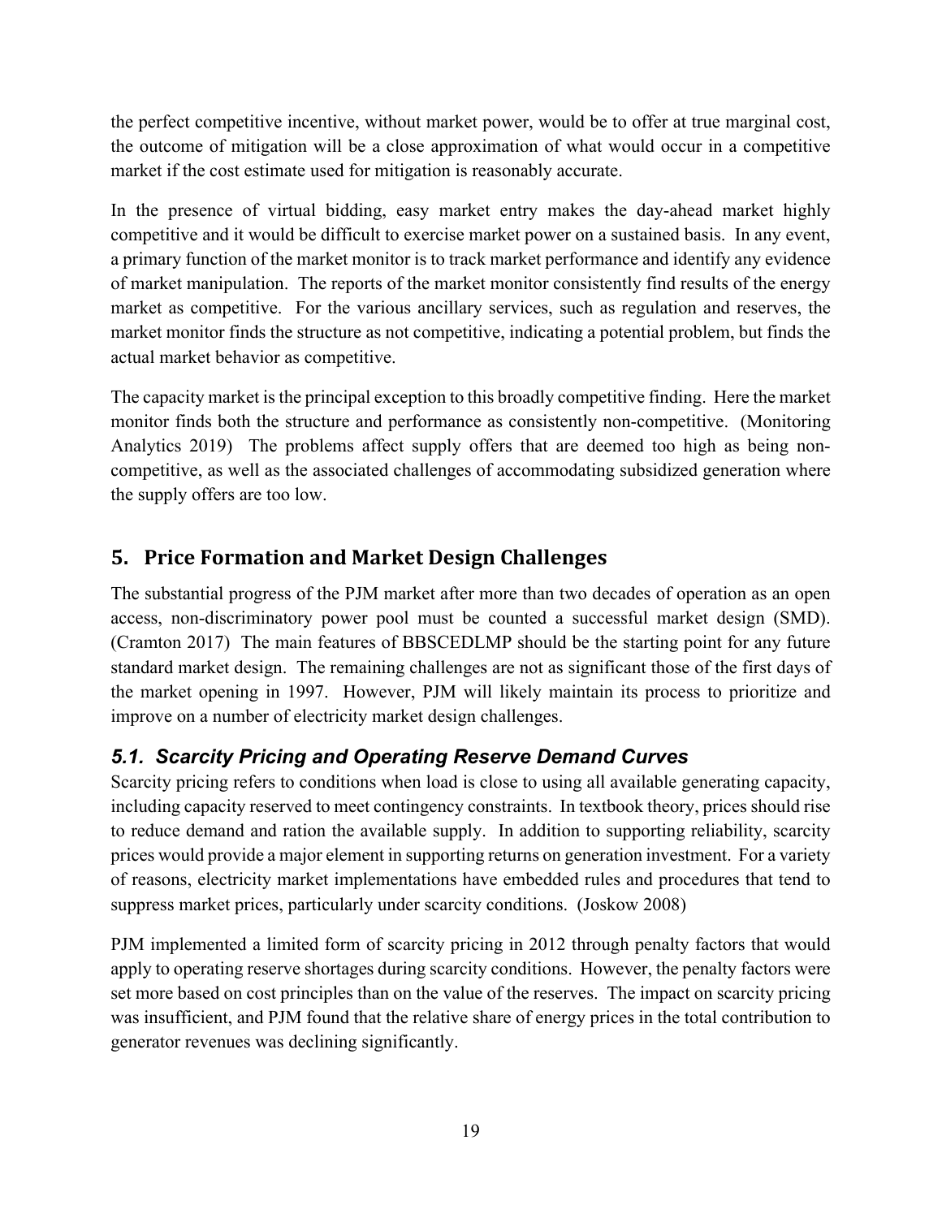the perfect competitive incentive, without market power, would be to offer at true marginal cost, the outcome of mitigation will be a close approximation of what would occur in a competitive market if the cost estimate used for mitigation is reasonably accurate.

In the presence of virtual bidding, easy market entry makes the day-ahead market highly competitive and it would be difficult to exercise market power on a sustained basis. In any event, a primary function of the market monitor is to track market performance and identify any evidence of market manipulation. The reports of the market monitor consistently find results of the energy market as competitive. For the various ancillary services, such as regulation and reserves, the market monitor finds the structure as not competitive, indicating a potential problem, but finds the actual market behavior as competitive.

The capacity market is the principal exception to this broadly competitive finding. Here the market monitor finds both the structure and performance as consistently non-competitive. (Monitoring Analytics 2019) The problems affect supply offers that are deemed too high as being non-competitive, as well as the associated challenges of accommodating subsidized generation where the supply offers are too low.

## 5. Price Formation and Market Design Challenges

The substantial progress of the PJM market after more than two decades of operation as an open access, non-discriminatory power pool must be counted a successful market design (SMD). (Cramton 2017) The main features of BBSCEDLMP should be the starting point for any future standard market design. The remaining challenges are not as significant those of the first days of the market opening in 1997. However, PJM will likely maintain its process to prioritize and improve on a number of electricity market design challenges.

### *5.1. Scarcity Pricing and Operating Reserve Demand Curves*

Scarcity pricing refers to conditions when load is close to using all available generating capacity, including capacity reserved to meet contingency constraints. In textbook theory, prices should rise to reduce demand and ration the available supply. In addition to supporting reliability, scarcity prices would provide a major element in supporting returns on generation investment. For a variety of reasons, electricity market implementations have embedded rules and procedures that tend to suppress market prices, particularly under scarcity conditions. (Joskow 2008)

PJM implemented a limited form of scarcity pricing in 2012 through penalty factors that would apply to operating reserve shortages during scarcity conditions. However, the penalty factors were set more based on cost principles than on the value of the reserves. The impact on scarcity pricing was insufficient, and PJM found that the relative share of energy prices in the total contribution to generator revenues was declining significantly.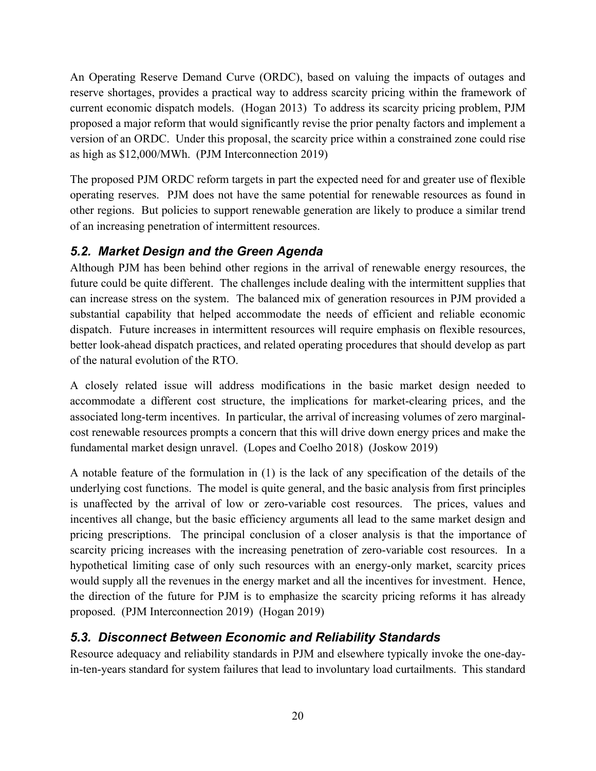An Operating Reserve Demand Curve (ORDC), based on valuing the impacts of outages and reserve shortages, provides a practical way to address scarcity pricing within the framework of current economic dispatch models. (Hogan 2013) To address its scarcity pricing problem, PJM proposed a major reform that would significantly revise the prior penalty factors and implement a version of an ORDC. Under this proposal, the scarcity price within a constrained zone could rise as high as $12,000/MWh. (PJM Interconnection 2019)

The proposed PJM ORDC reform targets in part the expected need for and greater use of flexible operating reserves. PJM does not have the same potential for renewable resources as found in other regions. But policies to support renewable generation are likely to produce a similar trend of an increasing penetration of intermittent resources.

### *5.2. Market Design and the Green Agenda*

Although PJM has been behind other regions in the arrival of renewable energy resources, the future could be quite different. The challenges include dealing with the intermittent supplies that can increase stress on the system. The balanced mix of generation resources in PJM provided a substantial capability that helped accommodate the needs of efficient and reliable economic dispatch. Future increases in intermittent resources will require emphasis on flexible resources, better look-ahead dispatch practices, and related operating procedures that should develop as part of the natural evolution of the RTO.

A closely related issue will address modifications in the basic market design needed to accommodate a different cost structure, the implications for market-clearing prices, and the associated long-term incentives. In particular, the arrival of increasing volumes of zero marginal-cost renewable resources prompts a concern that this will drive down energy prices and make the fundamental market design unravel. (Lopes and Coelho 2018) (Joskow 2019)

A notable feature of the formulation in (1) is the lack of any specification of the details of the underlying cost functions. The model is quite general, and the basic analysis from first principles is unaffected by the arrival of low or zero-variable cost resources. The prices, values and incentives all change, but the basic efficiency arguments all lead to the same market design and pricing prescriptions. The principal conclusion of a closer analysis is that the importance of scarcity pricing increases with the increasing penetration of zero-variable cost resources. In a hypothetical limiting case of only such resources with an energy-only market, scarcity prices would supply all the revenues in the energy market and all the incentives for investment. Hence, the direction of the future for PJM is to emphasize the scarcity pricing reforms it has already proposed. (PJM Interconnection 2019) (Hogan 2019)

### *5.3. Disconnect Between Economic and Reliability Standards*

Resource adequacy and reliability standards in PJM and elsewhere typically invoke the one-day-in-ten-years standard for system failures that lead to involuntary load curtailments. This standard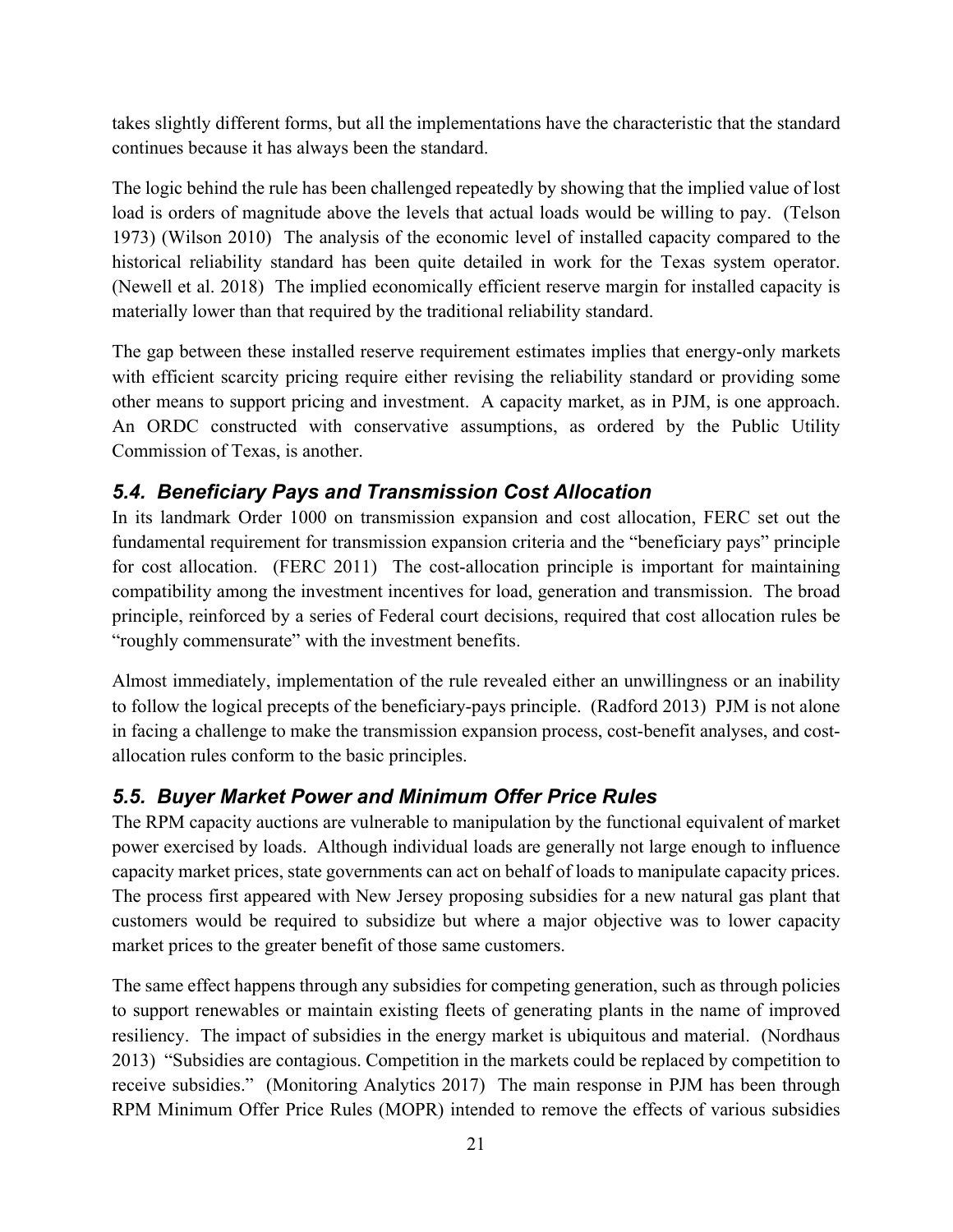takes slightly different forms, but all the implementations have the characteristic that the standard continues because it has always been the standard.

The logic behind the rule has been challenged repeatedly by showing that the implied value of lost load is orders of magnitude above the levels that actual loads would be willing to pay. (Telson 1973) (Wilson 2010) The analysis of the economic level of installed capacity compared to the historical reliability standard has been quite detailed in work for the Texas system operator. (Newell et al. 2018) The implied economically efficient reserve margin for installed capacity is materially lower than that required by the traditional reliability standard.

The gap between these installed reserve requirement estimates implies that energy-only markets with efficient scarcity pricing require either revising the reliability standard or providing some other means to support pricing and investment. A capacity market, as in PJM, is one approach. An ORDC constructed with conservative assumptions, as ordered by the Public Utility Commission of Texas, is another.

### *5.4. Beneficiary Pays and Transmission Cost Allocation*

In its landmark Order 1000 on transmission expansion and cost allocation, FERC set out the fundamental requirement for transmission expansion criteria and the "beneficiary pays" principle for cost allocation. (FERC 2011) The cost-allocation principle is important for maintaining compatibility among the investment incentives for load, generation and transmission. The broad principle, reinforced by a series of Federal court decisions, required that cost allocation rules be "roughly commensurate" with the investment benefits.

Almost immediately, implementation of the rule revealed either an unwillingness or an inability to follow the logical precepts of the beneficiary-pays principle. (Radford 2013) PJM is not alone in facing a challenge to make the transmission expansion process, cost-benefit analyses, and cost-allocation rules conform to the basic principles.

### *5.5. Buyer Market Power and Minimum Offer Price Rules*

The RPM capacity auctions are vulnerable to manipulation by the functional equivalent of market power exercised by loads. Although individual loads are generally not large enough to influence capacity market prices, state governments can act on behalf of loads to manipulate capacity prices. The process first appeared with New Jersey proposing subsidies for a new natural gas plant that customers would be required to subsidize but where a major objective was to lower capacity market prices to the greater benefit of those same customers.

The same effect happens through any subsidies for competing generation, such as through policies to support renewables or maintain existing fleets of generating plants in the name of improved resiliency. The impact of subsidies in the energy market is ubiquitous and material. (Nordhaus 2013) "Subsidies are contagious. Competition in the markets could be replaced by competition to receive subsidies." (Monitoring Analytics 2017) The main response in PJM has been through RPM Minimum Offer Price Rules (MOPR) intended to remove the effects of various subsidies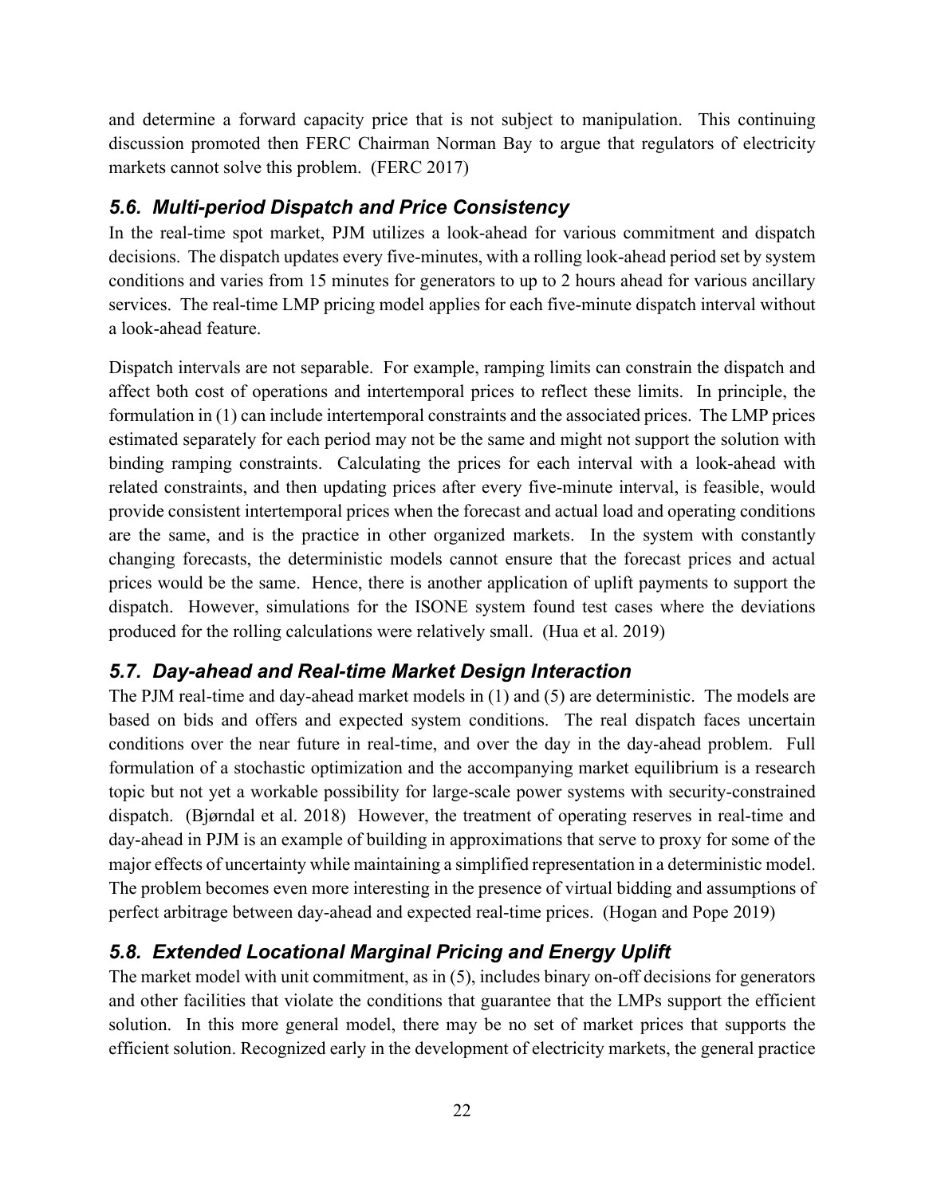and determine a forward capacity price that is not subject to manipulation. This continuing discussion promoted then FERC Chairman Norman Bay to argue that regulators of electricity markets cannot solve this problem. (FERC 2017)

### *5.6. Multi-period Dispatch and Price Consistency*

In the real-time spot market, PJM utilizes a look-ahead for various commitment and dispatch decisions. The dispatch updates every five-minutes, with a rolling look-ahead period set by system conditions and varies from 15 minutes for generators to up to 2 hours ahead for various ancillary services. The real-time LMP pricing model applies for each five-minute dispatch interval without a look-ahead feature.

Dispatch intervals are not separable. For example, ramping limits can constrain the dispatch and affect both cost of operations and intertemporal prices to reflect these limits. In principle, the formulation in (1) can include intertemporal constraints and the associated prices. The LMP prices estimated separately for each period may not be the same and might not support the solution with binding ramping constraints. Calculating the prices for each interval with a look-ahead with related constraints, and then updating prices after every five-minute interval, is feasible, would provide consistent intertemporal prices when the forecast and actual load and operating conditions are the same, and is the practice in other organized markets. In the system with constantly changing forecasts, the deterministic models cannot ensure that the forecast prices and actual prices would be the same. Hence, there is another application of uplift payments to support the dispatch. However, simulations for the ISONE system found test cases where the deviations produced for the rolling calculations were relatively small. (Hua et al. 2019)

### *5.7. Day-ahead and Real-time Market Design Interaction*

The PJM real-time and day-ahead market models in (1) and (5) are deterministic. The models are based on bids and offers and expected system conditions. The real dispatch faces uncertain conditions over the near future in real-time, and over the day in the day-ahead problem. Full formulation of a stochastic optimization and the accompanying market equilibrium is a research topic but not yet a workable possibility for large-scale power systems with security-constrained dispatch. (Bjørndal et al. 2018) However, the treatment of operating reserves in real-time and day-ahead in PJM is an example of building in approximations that serve to proxy for some of the major effects of uncertainty while maintaining a simplified representation in a deterministic model. The problem becomes even more interesting in the presence of virtual bidding and assumptions of perfect arbitrage between day-ahead and expected real-time prices. (Hogan and Pope 2019)

### *5.8. Extended Locational Marginal Pricing and Energy Uplift*

The market model with unit commitment, as in (5), includes binary on-off decisions for generators and other facilities that violate the conditions that guarantee that the LMPs support the efficient solution. In this more general model, there may be no set of market prices that supports the efficient solution. Recognized early in the development of electricity markets, the general practice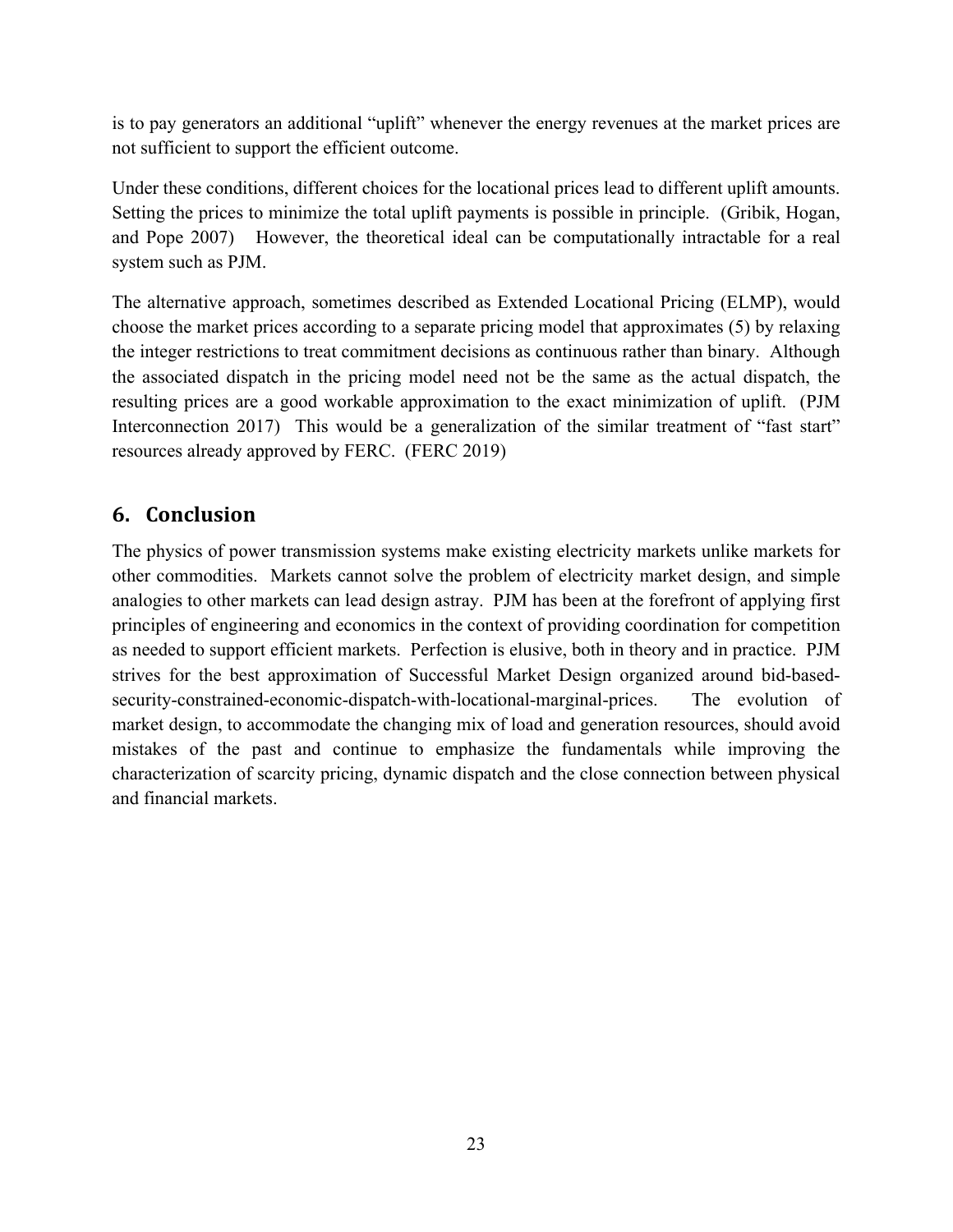is to pay generators an additional "uplift" whenever the energy revenues at the market prices are not sufficient to support the efficient outcome.

Under these conditions, different choices for the locational prices lead to different uplift amounts. Setting the prices to minimize the total uplift payments is possible in principle. (Gribik, Hogan, and Pope 2007) However, the theoretical ideal can be computationally intractable for a real system such as PJM.

The alternative approach, sometimes described as Extended Locational Pricing (ELMP), would choose the market prices according to a separate pricing model that approximates (5) by relaxing the integer restrictions to treat commitment decisions as continuous rather than binary. Although the associated dispatch in the pricing model need not be the same as the actual dispatch, the resulting prices are a good workable approximation to the exact minimization of uplift. (PJM Interconnection 2017) This would be a generalization of the similar treatment of "fast start" resources already approved by FERC. (FERC 2019)

## 6. Conclusion

The physics of power transmission systems make existing electricity markets unlike markets for other commodities. Markets cannot solve the problem of electricity market design, and simple analogies to other markets can lead design astray. PJM has been at the forefront of applying first principles of engineering and economics in the context of providing coordination for competition as needed to support efficient markets. Perfection is elusive, both in theory and in practice. PJM strives for the best approximation of Successful Market Design organized around bid-based-security-constrained-economic-dispatch-with-locational-marginal-prices. The evolution of market design, to accommodate the changing mix of load and generation resources, should avoid mistakes of the past and continue to emphasize the fundamentals while improving the characterization of scarcity pricing, dynamic dispatch and the close connection between physical and financial markets.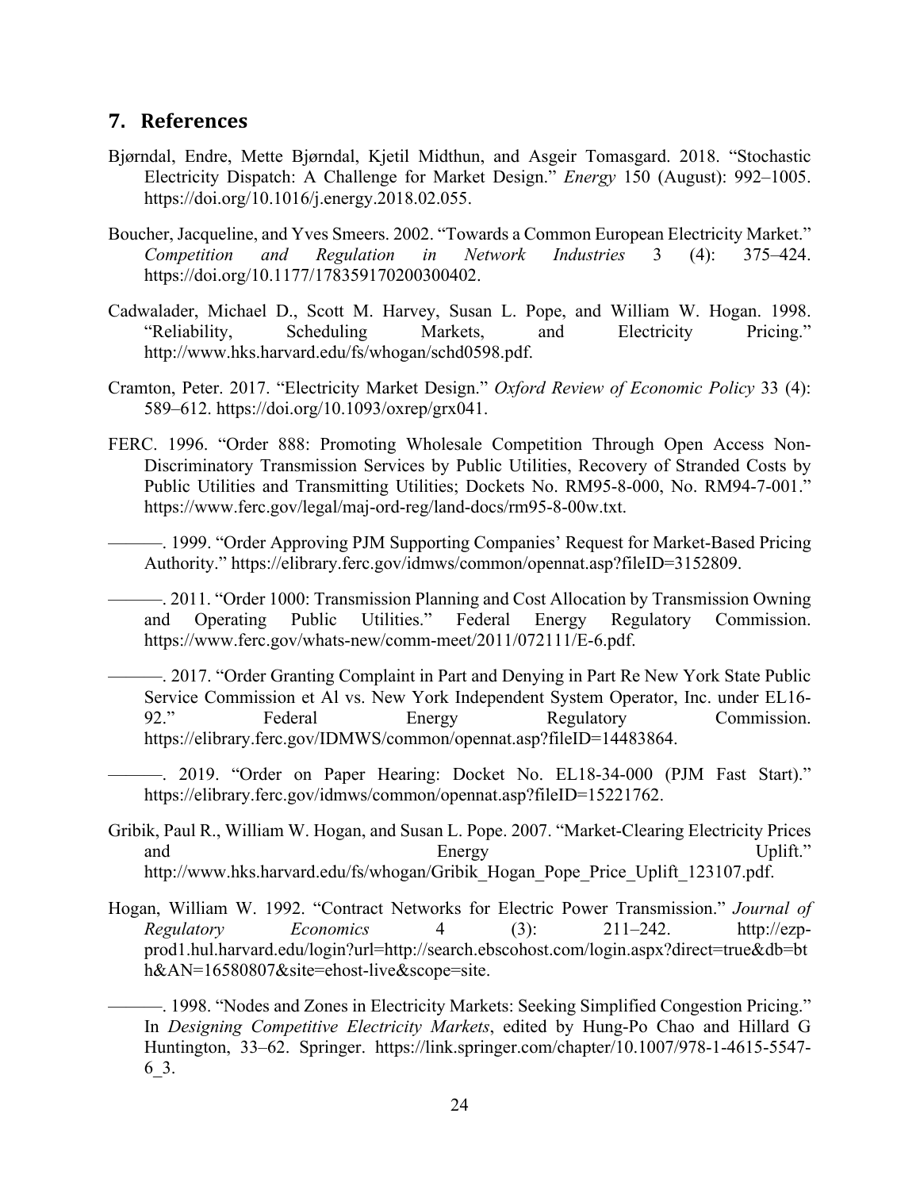## 7. References

Bjørndal, Endre, Mette Bjørndal, Kjetil Midthun, and Asgeir Tomasgard. 2018. "Stochastic Electricity Dispatch: A Challenge for Market Design." *Energy* 150 (August): 992–1005. https://doi.org/10.1016/j.energy.2018.02.055.

Boucher, Jacqueline, and Yves Smeers. 2002. "Towards a Common European Electricity Market." *Competition and Regulation in Network Industries* 3 (4): 375–424. https://doi.org/10.1177/178359170200300402.

Cadwalader, Michael D., Scott M. Harvey, Susan L. Pope, and William W. Hogan. 1998. "Reliability, Scheduling Markets, and Electricity Pricing." http://www.hks.harvard.edu/fs/whogan/schd0598.pdf.

Cramton, Peter. 2017. "Electricity Market Design." *Oxford Review of Economic Policy* 33 (4): 589–612. https://doi.org/10.1093/oxrep/grx041.

FERC. 1996. "Order 888: Promoting Wholesale Competition Through Open Access Non-Discriminatory Transmission Services by Public Utilities, Recovery of Stranded Costs by Public Utilities and Transmitting Utilities; Dockets No. RM95-8-000, No. RM94-7-001." https://www.ferc.gov/legal/maj-ord-reg/land-docs/rm95-8-00w.txt.

———. 1999. "Order Approving PJM Supporting Companies' Request for Market-Based Pricing Authority." https://elibrary.ferc.gov/idmws/common/opennat.asp?fileID=3152809.

———. 2011. "Order 1000: Transmission Planning and Cost Allocation by Transmission Owning and Operating Public Utilities." Federal Energy Regulatory Commission. https://www.ferc.gov/whats-new/comm-meet/2011/072111/E-6.pdf.

———. 2017. "Order Granting Complaint in Part and Denying in Part Re New York State Public Service Commission et Al vs. New York Independent System Operator, Inc. under EL16-92." Federal Energy Regulatory Commission. https://elibrary.ferc.gov/IDMWS/common/opennat.asp?fileID=14483864.

———. 2019. "Order on Paper Hearing: Docket No. EL18-34-000 (PJM Fast Start)." https://elibrary.ferc.gov/idmws/common/opennat.asp?fileID=15221762.

Gribik, Paul R., William W. Hogan, and Susan L. Pope. 2007. "Market-Clearing Electricity Prices and Energy Uplift." http://www.hks.harvard.edu/fs/whogan/Gribik_Hogan_Pope_Price_Uplift_123107.pdf.

Hogan, William W. 1992. "Contract Networks for Electric Power Transmission." *Journal of Regulatory Economics* 4 (3): 211–242. http://ezp-prod1.hul.harvard.edu/login?url=http://search.ebscohost.com/login.aspx?direct=true&db=bth&AN=16580807&site=ehost-live&scope=site.

———. 1998. "Nodes and Zones in Electricity Markets: Seeking Simplified Congestion Pricing." In *Designing Competitive Electricity Markets*, edited by Hung-Po Chao and Hillard G Huntington, 33–62. Springer. https://link.springer.com/chapter/10.1007/978-1-4615-5547-6_3.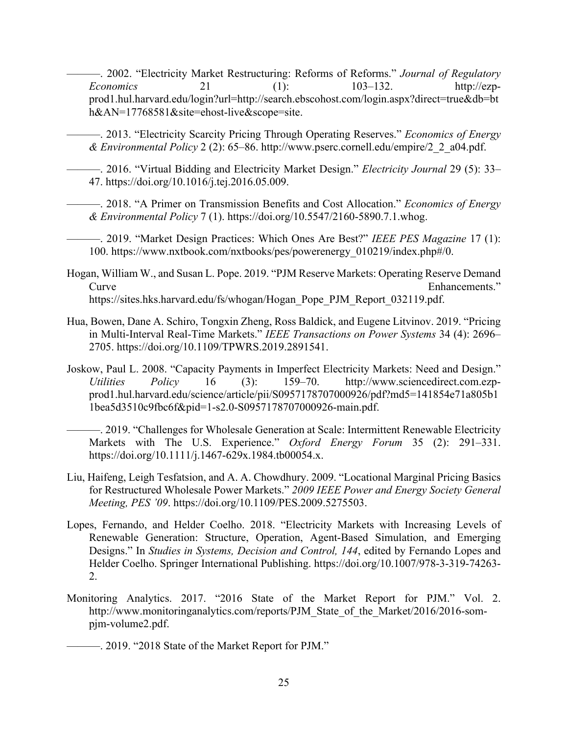———. 2002. “Electricity Market Restructuring: Reforms of Reforms.” *Journal of Regulatory Economics* 21 (1): 103–132. http://ezp-prod1.hul.harvard.edu/login?url=http://search.ebscohost.com/login.aspx?direct=true&db=bth&AN=17768581&site=ehost-live&scope=site.

———. 2013. “Electricity Scarcity Pricing Through Operating Reserves.” *Economics of Energy & Environmental Policy* 2 (2): 65–86. http://www.pserc.cornell.edu/empire/2_2_a04.pdf.

———. 2016. “Virtual Bidding and Electricity Market Design.” *Electricity Journal* 29 (5): 33–47. https://doi.org/10.1016/j.tej.2016.05.009.

———. 2018. “A Primer on Transmission Benefits and Cost Allocation.” *Economics of Energy & Environmental Policy* 7 (1). https://doi.org/10.5547/2160-5890.7.1.whog.

———. 2019. “Market Design Practices: Which Ones Are Best?” *IEEE PES Magazine* 17 (1): 100. https://www.nxtbook.com/nxtbooks/pes/powerenergy_010219/index.php#/0.

Hogan, William W., and Susan L. Pope. 2019. “PJM Reserve Markets: Operating Reserve Demand Curve Enhancements.” https://sites.hks.harvard.edu/fs/whogan/Hogan_Pope_PJM_Report_032119.pdf.

Hua, Bowen, Dane A. Schiro, Tongxin Zheng, Ross Baldick, and Eugene Litvinov. 2019. “Pricing in Multi-Interval Real-Time Markets.” *IEEE Transactions on Power Systems* 34 (4): 2696–2705. https://doi.org/10.1109/TPWRS.2019.2891541.

Joskow, Paul L. 2008. “Capacity Payments in Imperfect Electricity Markets: Need and Design.” *Utilities Policy* 16 (3): 159–70. http://www.sciencedirect.com.ezp-prod1.hul.harvard.edu/science/article/pii/S0957178707000926/pdf?md5=141854e71a805b11bea5d3510c9fbc6f&pid=1-s2.0-S0957178707000926-main.pdf.

———. 2019. “Challenges for Wholesale Generation at Scale: Intermittent Renewable Electricity Markets with The U.S. Experience.” *Oxford Energy Forum* 35 (2): 291–331. https://doi.org/10.1111/j.1467-629x.1984.tb00054.x.

Liu, Haifeng, Leigh Tesfatsion, and A. A. Chowdhury. 2009. “Locational Marginal Pricing Basics for Restructured Wholesale Power Markets.” *2009 IEEE Power and Energy Society General Meeting, PES ’09*. https://doi.org/10.1109/PES.2009.5275503.

Lopes, Fernando, and Helder Coelho. 2018. “Electricity Markets with Increasing Levels of Renewable Generation: Structure, Operation, Agent-Based Simulation, and Emerging Designs.” In *Studies in Systems, Decision and Control, 144*, edited by Fernando Lopes and Helder Coelho. Springer International Publishing. https://doi.org/10.1007/978-3-319-74263-2.

Monitoring Analytics. 2017. “2016 State of the Market Report for PJM.” Vol. 2. http://www.monitoringanalytics.com/reports/PJM_State_of_the_Market/2016/2016-som-pjm-volume2.pdf.

———. 2019. “2018 State of the Market Report for PJM.”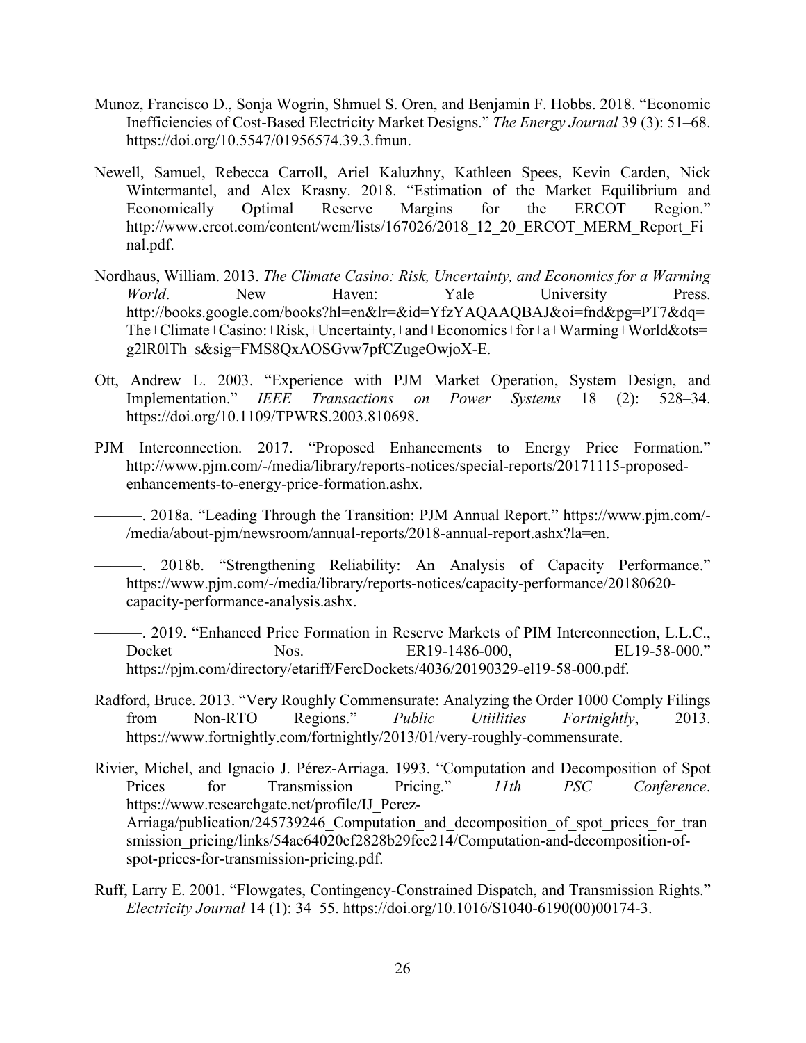Munoz, Francisco D., Sonja Wogrin, Shmuel S. Oren, and Benjamin F. Hobbs. 2018. "Economic Inefficiencies of Cost-Based Electricity Market Designs." *The Energy Journal* 39 (3): 51–68. https://doi.org/10.5547/01956574.39.3.fmun.

Newell, Samuel, Rebecca Carroll, Ariel Kaluzhny, Kathleen Spees, Kevin Carden, Nick Wintermantel, and Alex Krasny. 2018. "Estimation of the Market Equilibrium and Economically Optimal Reserve Margins for the ERCOT Region." http://www.ercot.com/content/wcm/lists/167026/2018_12_20_ERCOT_MERM_Report_Final.pdf.

Nordhaus, William. 2013. *The Climate Casino: Risk, Uncertainty, and Economics for a Warming World*. New Haven: Yale University Press. http://books.google.com/books?hl=en&lr=&id=YfzYAQAAQBAJ&oi=fnd&pg=PT7&dq=The+Climate+Casino:+Risk,+Uncertainty,+and+Economics+for+a+Warming+World&ots=g2lR0lTh_s&sig=FMS8QxAOSGvw7pfCZugeOwjoX-E.

Ott, Andrew L. 2003. "Experience with PJM Market Operation, System Design, and Implementation." *IEEE Transactions on Power Systems* 18 (2): 528–34. https://doi.org/10.1109/TPWRS.2003.810698.

PJM Interconnection. 2017. "Proposed Enhancements to Energy Price Formation." http://www.pjm.com/-/media/library/reports-notices/special-reports/20171115-proposed-enhancements-to-energy-price-formation.ashx.

———. 2018a. "Leading Through the Transition: PJM Annual Report." https://www.pjm.com/-/media/about-pjm/newsroom/annual-reports/2018-annual-report.ashx?la=en.

———. 2018b. "Strengthening Reliability: An Analysis of Capacity Performance." https://www.pjm.com/-/media/library/reports-notices/capacity-performance/20180620-capacity-performance-analysis.ashx.

———. 2019. "Enhanced Price Formation in Reserve Markets of PJM Interconnection, L.L.C., Docket Nos. ER19-1486-000, EL19-58-000." https://pjm.com/directory/etariff/FercDockets/4036/20190329-el19-58-000.pdf.

Radford, Bruce. 2013. "Very Roughly Commensurate: Analyzing the Order 1000 Comply Filings from Non-RTO Regions." *Public Utiilities Fortnightly*, 2013. https://www.fortnightly.com/fortnightly/2013/01/very-roughly-commensurate.

Rivier, Michel, and Ignacio J. Pérez-Arriaga. 1993. "Computation and Decomposition of Spot Prices for Transmission Pricing." *11th PSC Conference*. https://www.researchgate.net/profile/IJ_Perez-Arriaga/publication/245739246_Computation_and_decomposition_of_spot_prices_for_transmission_pricing/links/54ae64020cf2828b29fce214/Computation-and-decomposition-of-spot-prices-for-transmission-pricing.pdf.

Ruff, Larry E. 2001. "Flowgates, Contingency-Constrained Dispatch, and Transmission Rights." *Electricity Journal* 14 (1): 34–55. https://doi.org/10.1016/S1040-6190(00)00174-3.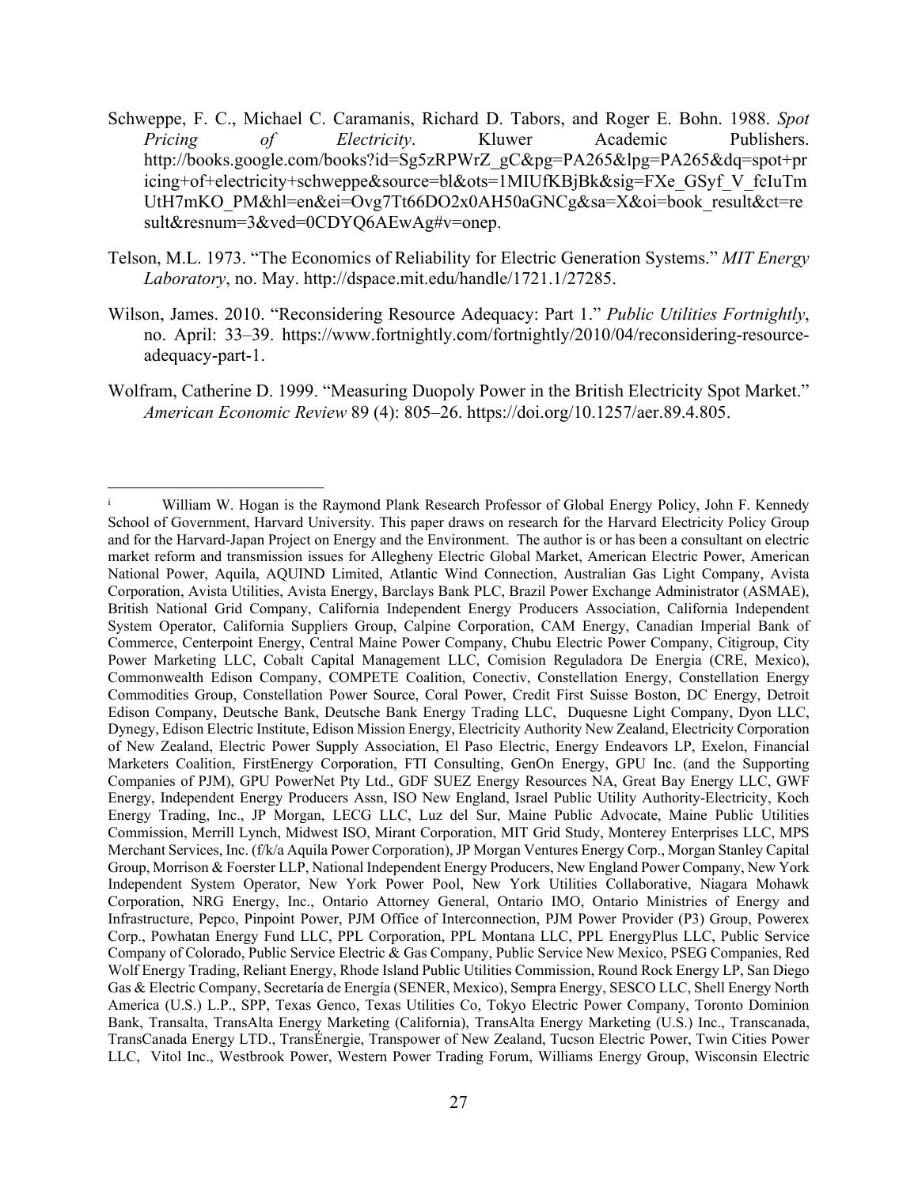Schweppe, F. C., Michael C. Caramanis, Richard D. Tabors, and Roger E. Bohn. 1988. *Spot Pricing of Electricity*. Kluwer Academic Publishers. http://books.google.com/books?id=Sg5zRPWrZ_gC&pg=PA265&lpg=PA265&dq=spot+pricing+of+electricity+schweppe&source=bl&ots=1MIUfKBjBk&sig=FXe_GSyf_V_fcIuTmUtH7mKO_PM&hl=en&ei=Ovg7Tt66DO2x0AH50aGNCg&sa=X&oi=book_result&ct=result&resnum=3&ved=0CDYQ6AEwAg#v=onep.

Telson, M.L. 1973. "The Economics of Reliability for Electric Generation Systems." *MIT Energy Laboratory*, no. May. http://dspace.mit.edu/handle/1721.1/27285.

Wilson, James. 2010. "Reconsidering Resource Adequacy: Part 1." *Public Utilities Fortnightly*, no. April: 33–39. https://www.fortnightly.com/fortnightly/2010/04/reconsidering-resource-adequacy-part-1.

Wolfram, Catherine D. 1999. "Measuring Duopoly Power in the British Electricity Spot Market." *American Economic Review* 89 (4): 805–26. https://doi.org/10.1257/aer.89.4.805.

---

[i] William W. Hogan is the Raymond Plank Research Professor of Global Energy Policy, John F. Kennedy School of Government, Harvard University. This paper draws on research for the Harvard Electricity Policy Group and for the Harvard-Japan Project on Energy and the Environment. The author is or has been a consultant on electric market reform and transmission issues for Allegheny Electric Global Market, American Electric Power, American National Power, Aquila, AQUIND Limited, Atlantic Wind Connection, Australian Gas Light Company, Avista Corporation, Avista Utilities, Avista Energy, Barclays Bank PLC, Brazil Power Exchange Administrator (ASMAE), British National Grid Company, California Independent Energy Producers Association, California Independent System Operator, California Suppliers Group, Calpine Corporation, CAM Energy, Canadian Imperial Bank of Commerce, Centerpoint Energy, Central Maine Power Company, Chubu Electric Power Company, Citigroup, City Power Marketing LLC, Cobalt Capital Management LLC, Comision Reguladora De Energia (CRE, Mexico), Commonwealth Edison Company, COMPETE Coalition, Conectiv, Constellation Energy, Constellation Energy Commodities Group, Constellation Power Source, Coral Power, Credit First Suisse Boston, DC Energy, Detroit Edison Company, Deutsche Bank, Deutsche Bank Energy Trading LLC, Duquesne Light Company, Dyon LLC, Dynegy, Edison Electric Institute, Edison Mission Energy, Electricity Authority New Zealand, Electricity Corporation of New Zealand, Electric Power Supply Association, El Paso Electric, Energy Endeavors LP, Exelon, Financial Marketers Coalition, FirstEnergy Corporation, FTI Consulting, GenOn Energy, GPU Inc. (and the Supporting Companies of PJM), GPU PowerNet Pty Ltd., GDF SUEZ Energy Resources NA, Great Bay Energy LLC, GWF Energy, Independent Energy Producers Assn, ISO New England, Israel Public Utility Authority-Electricity, Koch Energy Trading, Inc., JP Morgan, LECG LLC, Luz del Sur, Maine Public Advocate, Maine Public Utilities Commission, Merrill Lynch, Midwest ISO, Mirant Corporation, MIT Grid Study, Monterey Enterprises LLC, MPS Merchant Services, Inc. (f/k/a Aquila Power Corporation), JP Morgan Ventures Energy Corp., Morgan Stanley Capital Group, Morrison & Foerster LLP, National Independent Energy Producers, New England Power Company, New York Independent System Operator, New York Power Pool, New York Utilities Collaborative, Niagara Mohawk Corporation, NRG Energy, Inc., Ontario Attorney General, Ontario IMO, Ontario Ministries of Energy and Infrastructure, Pepco, Pinpoint Power, PJM Office of Interconnection, PJM Power Provider (P3) Group, Powerex Corp., Powhatan Energy Fund LLC, PPL Corporation, PPL Montana LLC, PPL EnergyPlus LLC, Public Service Company of Colorado, Public Service Electric & Gas Company, Public Service New Mexico, PSEG Companies, Red Wolf Energy Trading, Reliant Energy, Rhode Island Public Utilities Commission, Round Rock Energy LP, San Diego Gas & Electric Company, Secretaría de Energía (SENER, Mexico), Sempra Energy, SESCO LLC, Shell Energy North America (U.S.) L.P., SPP, Texas Genco, Texas Utilities Co, Tokyo Electric Power Company, Toronto Dominion Bank, Transalta, TransAlta Energy Marketing (California), TransAlta Energy Marketing (U.S.) Inc., Transcanada, TransCanada Energy LTD., TransÉnergie, Transpower of New Zealand, Tucson Electric Power, Twin Cities Power LLC, Vitol Inc., Westbrook Power, Western Power Trading Forum, Williams Energy Group, Wisconsin Electric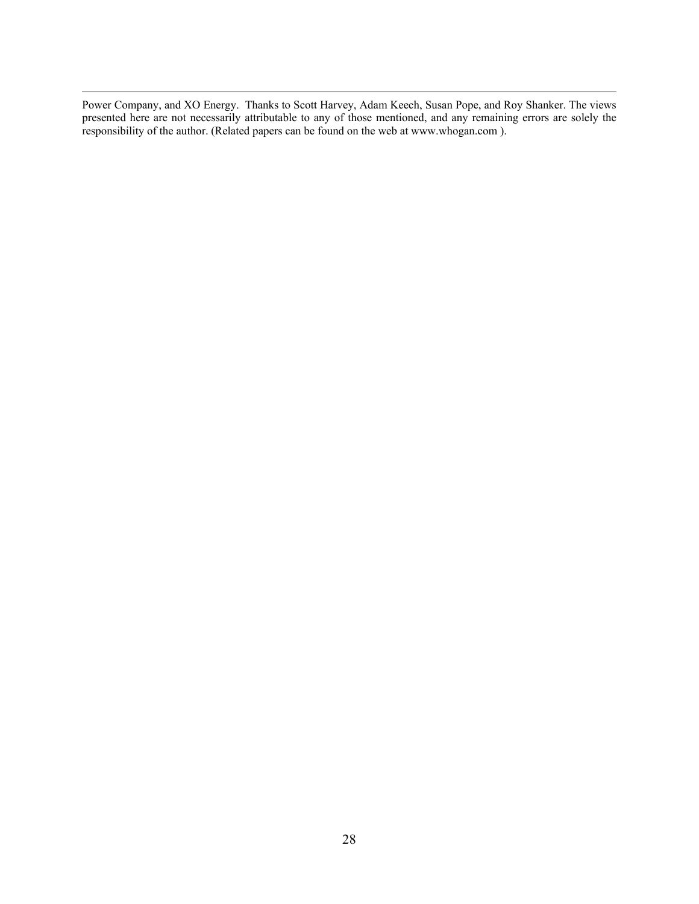Power Company, and XO Energy. Thanks to Scott Harvey, Adam Keech, Susan Pope, and Roy Shanker. The views presented here are not necessarily attributable to any of those mentioned, and any remaining errors are solely the responsibility of the author. (Related papers can be found on the web at www.whogan.com ).